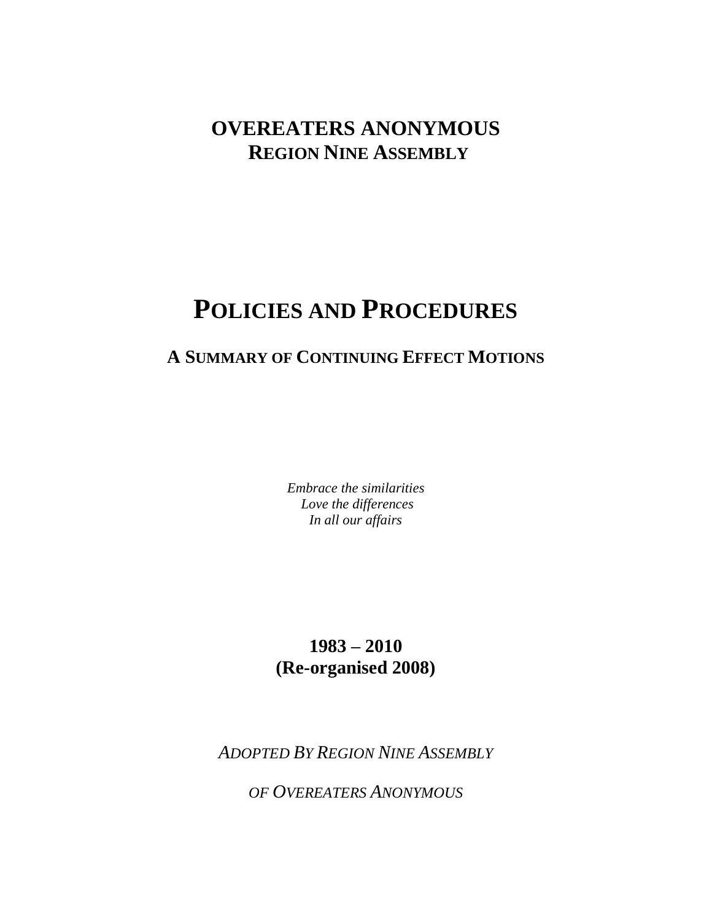# OVEREATERS ANONYMOUS
## REGION NINE ASSEMBLY

# POLICIES AND PROCEDURES

## A SUMMARY OF CONTINUING EFFECT MOTIONS

*Embrace the similarities*
*Love the differences*
*In all our affairs*

**1983 – 2010**
**(Re-organised 2008)**

*ADOPTED BY REGION NINE ASSEMBLY*

*OF OVEREATERS ANONYMOUS*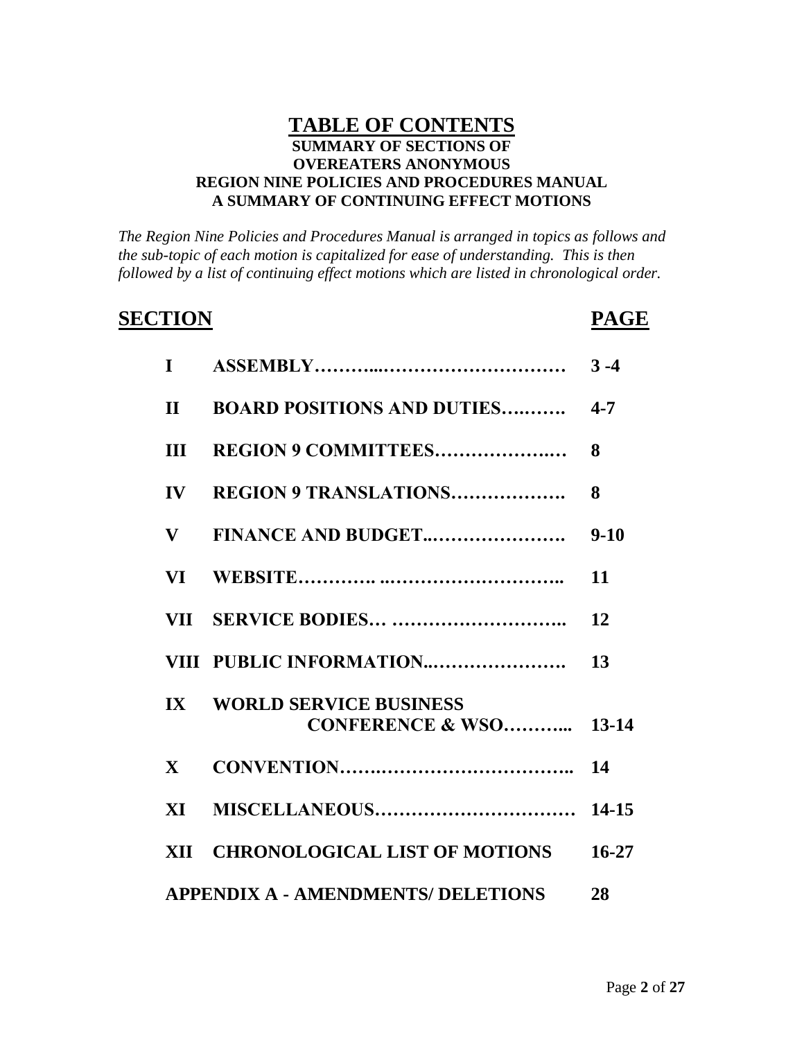# TABLE OF CONTENTS

**SUMMARY OF SECTIONS OF**
**OVEREATERS ANONYMOUS**
**REGION NINE POLICIES AND PROCEDURES MANUAL**
**A SUMMARY OF CONTINUING EFFECT MOTIONS**

*The Region Nine Policies and Procedures Manual is arranged in topics as follows and the sub-topic of each motion is capitalized for ease of understanding. This is then followed by a list of continuing effect motions which are listed in chronological order.*

| SECTION | | PAGE |
|---|---|---|
| I | ASSEMBLY……….………………………… | 3 -4 |
| II | BOARD POSITIONS AND DUTIES….……. | 4-7 |
| III | REGION 9 COMMITTEES……………….… | 8 |
| IV | REGION 9 TRANSLATIONS………………. | 8 |
| V | FINANCE AND BUDGET..…………………. | 9-10 |
| VI | WEBSITE…………. ..……………………….. | 11 |
| VII | SERVICE BODIES… ……………………….. | 12 |
| VIII | PUBLIC INFORMATION..…………………. | 13 |
| IX | WORLD SERVICE BUSINESS CONFERENCE & WSO………... | 13-14 |
| X | CONVENTION…….…………………………….. | 14 |
| XI | MISCELLANEOUS…………………………… | 14-15 |
| XII | CHRONOLOGICAL LIST OF MOTIONS | 16-27 |
| APPENDIX A - AMENDMENTS/ DELETIONS | | 28 |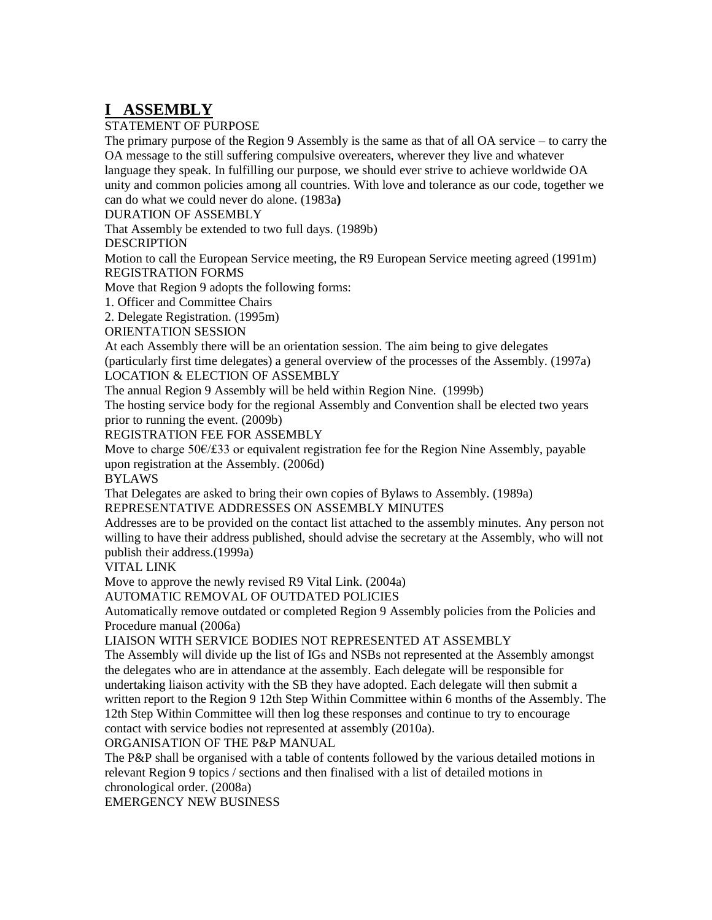# I ASSEMBLY

STATEMENT OF PURPOSE

The primary purpose of the Region 9 Assembly is the same as that of all OA service – to carry the OA message to the still suffering compulsive overeaters, wherever they live and whatever language they speak. In fulfilling our purpose, we should ever strive to achieve worldwide OA unity and common policies among all countries. With love and tolerance as our code, together we can do what we could never do alone. (1983a**)**

DURATION OF ASSEMBLY

That Assembly be extended to two full days. (1989b)

DESCRIPTION

Motion to call the European Service meeting, the R9 European Service meeting agreed (1991m)

REGISTRATION FORMS

Move that Region 9 adopts the following forms:

1. Officer and Committee Chairs
2. Delegate Registration. (1995m)

ORIENTATION SESSION

At each Assembly there will be an orientation session. The aim being to give delegates (particularly first time delegates) a general overview of the processes of the Assembly. (1997a)

LOCATION & ELECTION OF ASSEMBLY

The annual Region 9 Assembly will be held within Region Nine. (1999b)

The hosting service body for the regional Assembly and Convention shall be elected two years prior to running the event. (2009b)

REGISTRATION FEE FOR ASSEMBLY

Move to charge 50€/£33 or equivalent registration fee for the Region Nine Assembly, payable upon registration at the Assembly. (2006d)

BYLAWS

That Delegates are asked to bring their own copies of Bylaws to Assembly. (1989a)

REPRESENTATIVE ADDRESSES ON ASSEMBLY MINUTES

Addresses are to be provided on the contact list attached to the assembly minutes. Any person not willing to have their address published, should advise the secretary at the Assembly, who will not publish their address.(1999a)

VITAL LINK

Move to approve the newly revised R9 Vital Link. (2004a)

AUTOMATIC REMOVAL OF OUTDATED POLICIES

Automatically remove outdated or completed Region 9 Assembly policies from the Policies and Procedure manual (2006a)

LIAISON WITH SERVICE BODIES NOT REPRESENTED AT ASSEMBLY

The Assembly will divide up the list of IGs and NSBs not represented at the Assembly amongst the delegates who are in attendance at the assembly. Each delegate will be responsible for undertaking liaison activity with the SB they have adopted. Each delegate will then submit a written report to the Region 9 12th Step Within Committee within 6 months of the Assembly. The 12th Step Within Committee will then log these responses and continue to try to encourage contact with service bodies not represented at assembly (2010a).

ORGANISATION OF THE P&P MANUAL

The P&P shall be organised with a table of contents followed by the various detailed motions in relevant Region 9 topics / sections and then finalised with a list of detailed motions in chronological order. (2008a)

EMERGENCY NEW BUSINESS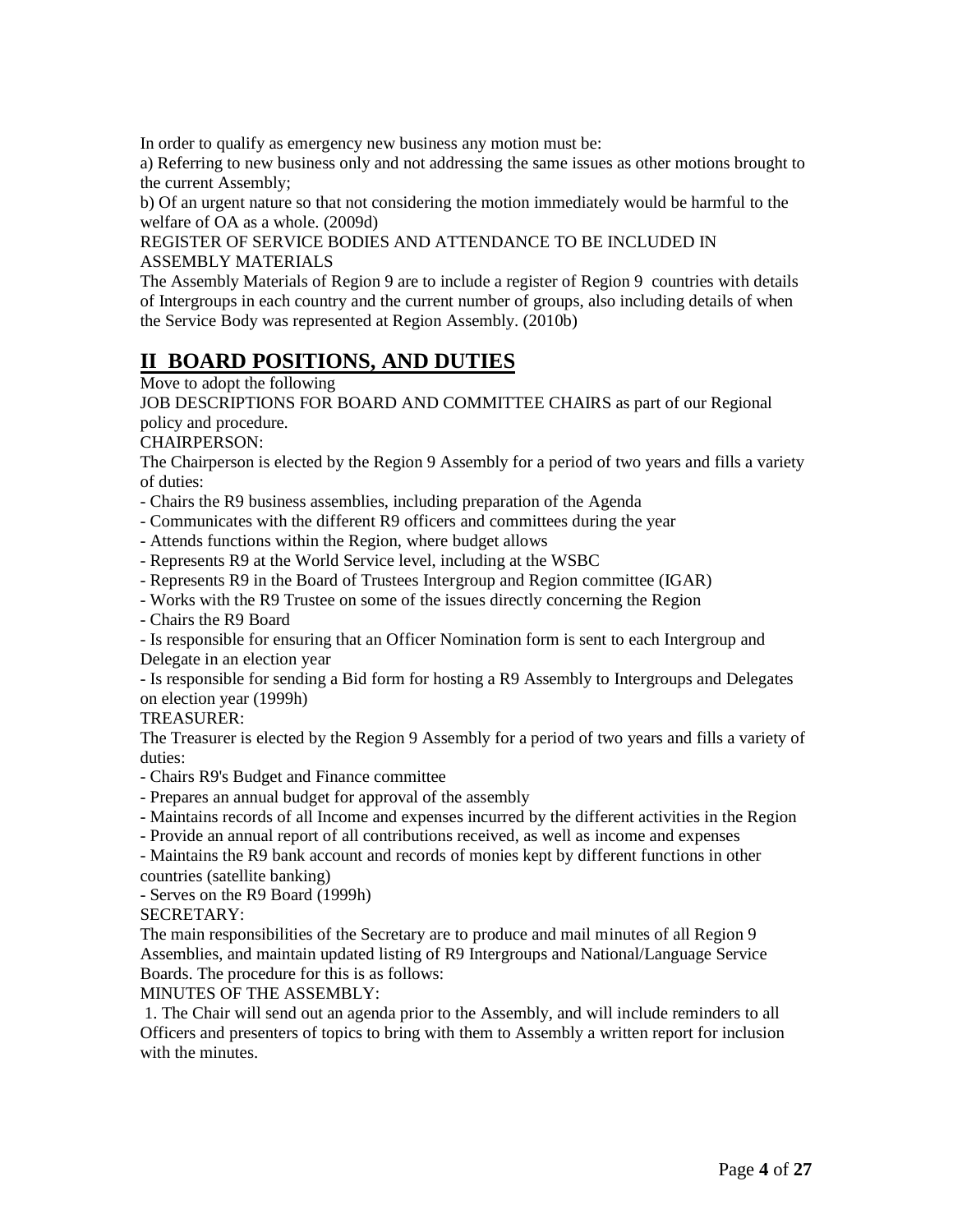In order to qualify as emergency new business any motion must be:

a) Referring to new business only and not addressing the same issues as other motions brought to the current Assembly;

b) Of an urgent nature so that not considering the motion immediately would be harmful to the welfare of OA as a whole. (2009d)

REGISTER OF SERVICE BODIES AND ATTENDANCE TO BE INCLUDED IN ASSEMBLY MATERIALS

The Assembly Materials of Region 9 are to include a register of Region 9 countries with details of Intergroups in each country and the current number of groups, also including details of when the Service Body was represented at Region Assembly. (2010b)

## II BOARD POSITIONS, AND DUTIES

Move to adopt the following

JOB DESCRIPTIONS FOR BOARD AND COMMITTEE CHAIRS as part of our Regional policy and procedure.

CHAIRPERSON:

The Chairperson is elected by the Region 9 Assembly for a period of two years and fills a variety of duties:

- Chairs the R9 business assemblies, including preparation of the Agenda
- Communicates with the different R9 officers and committees during the year
- Attends functions within the Region, where budget allows
- Represents R9 at the World Service level, including at the WSBC
- Represents R9 in the Board of Trustees Intergroup and Region committee (IGAR)
- Works with the R9 Trustee on some of the issues directly concerning the Region
- Chairs the R9 Board
- Is responsible for ensuring that an Officer Nomination form is sent to each Intergroup and Delegate in an election year
- Is responsible for sending a Bid form for hosting a R9 Assembly to Intergroups and Delegates on election year (1999h)

TREASURER:

The Treasurer is elected by the Region 9 Assembly for a period of two years and fills a variety of duties:

- Chairs R9's Budget and Finance committee
- Prepares an annual budget for approval of the assembly
- Maintains records of all Income and expenses incurred by the different activities in the Region
- Provide an annual report of all contributions received, as well as income and expenses
- Maintains the R9 bank account and records of monies kept by different functions in other countries (satellite banking)
- Serves on the R9 Board (1999h)

SECRETARY:

The main responsibilities of the Secretary are to produce and mail minutes of all Region 9 Assemblies, and maintain updated listing of R9 Intergroups and National/Language Service Boards. The procedure for this is as follows:

MINUTES OF THE ASSEMBLY:

1. The Chair will send out an agenda prior to the Assembly, and will include reminders to all Officers and presenters of topics to bring with them to Assembly a written report for inclusion with the minutes.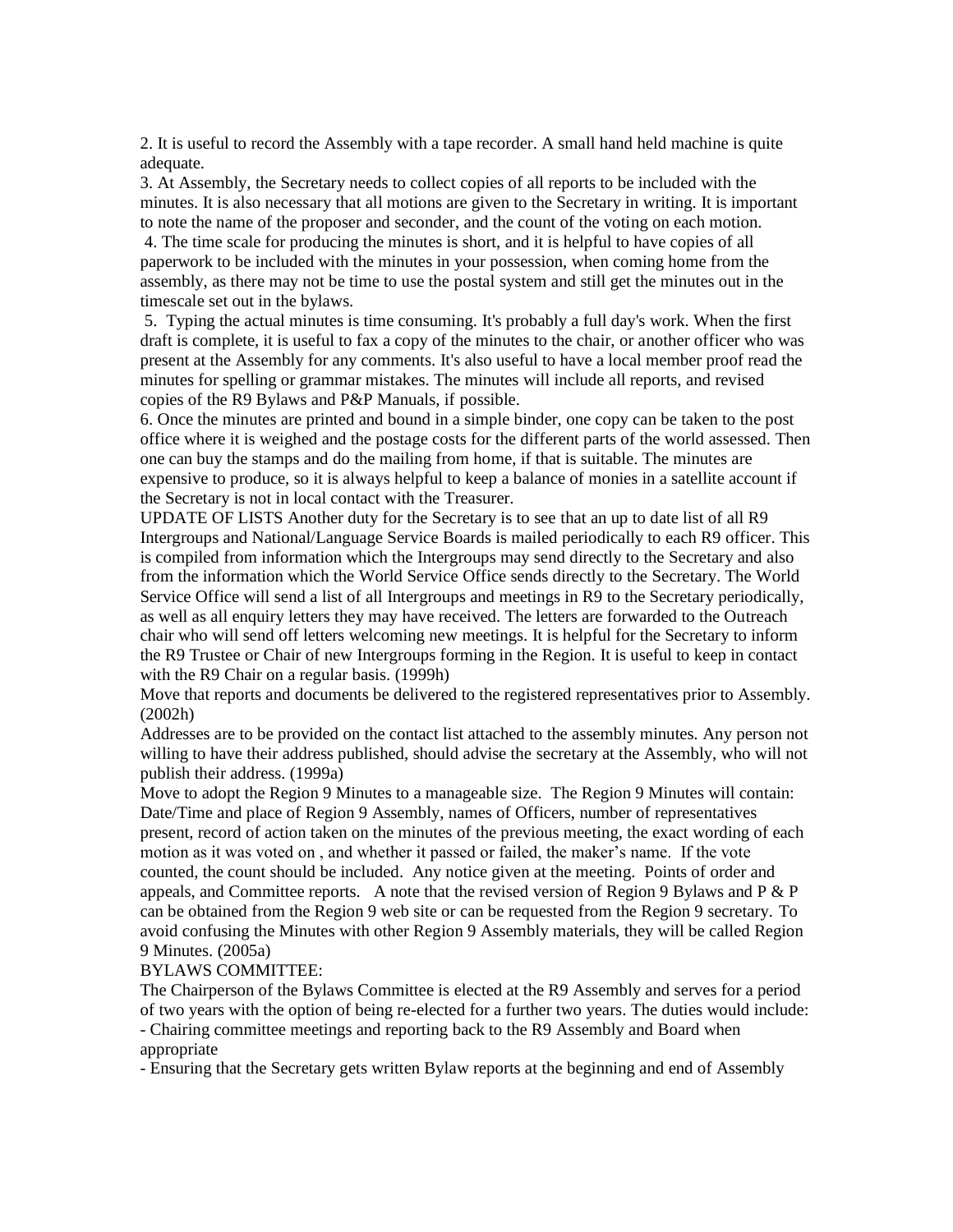2. It is useful to record the Assembly with a tape recorder. A small hand held machine is quite adequate.

3. At Assembly, the Secretary needs to collect copies of all reports to be included with the minutes. It is also necessary that all motions are given to the Secretary in writing. It is important to note the name of the proposer and seconder, and the count of the voting on each motion.

4. The time scale for producing the minutes is short, and it is helpful to have copies of all paperwork to be included with the minutes in your possession, when coming home from the assembly, as there may not be time to use the postal system and still get the minutes out in the timescale set out in the bylaws.

5. Typing the actual minutes is time consuming. It's probably a full day's work. When the first draft is complete, it is useful to fax a copy of the minutes to the chair, or another officer who was present at the Assembly for any comments. It's also useful to have a local member proof read the minutes for spelling or grammar mistakes. The minutes will include all reports, and revised copies of the R9 Bylaws and P&P Manuals, if possible.

6. Once the minutes are printed and bound in a simple binder, one copy can be taken to the post office where it is weighed and the postage costs for the different parts of the world assessed. Then one can buy the stamps and do the mailing from home, if that is suitable. The minutes are expensive to produce, so it is always helpful to keep a balance of monies in a satellite account if the Secretary is not in local contact with the Treasurer.

UPDATE OF LISTS Another duty for the Secretary is to see that an up to date list of all R9 Intergroups and National/Language Service Boards is mailed periodically to each R9 officer. This is compiled from information which the Intergroups may send directly to the Secretary and also from the information which the World Service Office sends directly to the Secretary. The World Service Office will send a list of all Intergroups and meetings in R9 to the Secretary periodically, as well as all enquiry letters they may have received. The letters are forwarded to the Outreach chair who will send off letters welcoming new meetings. It is helpful for the Secretary to inform the R9 Trustee or Chair of new Intergroups forming in the Region. It is useful to keep in contact with the R9 Chair on a regular basis. (1999h)

Move that reports and documents be delivered to the registered representatives prior to Assembly. (2002h)

Addresses are to be provided on the contact list attached to the assembly minutes. Any person not willing to have their address published, should advise the secretary at the Assembly, who will not publish their address. (1999a)

Move to adopt the Region 9 Minutes to a manageable size. The Region 9 Minutes will contain: Date/Time and place of Region 9 Assembly, names of Officers, number of representatives present, record of action taken on the minutes of the previous meeting, the exact wording of each motion as it was voted on , and whether it passed or failed, the maker's name. If the vote counted, the count should be included. Any notice given at the meeting. Points of order and appeals, and Committee reports. A note that the revised version of Region 9 Bylaws and P & P can be obtained from the Region 9 web site or can be requested from the Region 9 secretary. To avoid confusing the Minutes with other Region 9 Assembly materials, they will be called Region 9 Minutes. (2005a)

BYLAWS COMMITTEE:

The Chairperson of the Bylaws Committee is elected at the R9 Assembly and serves for a period of two years with the option of being re-elected for a further two years. The duties would include:

- Chairing committee meetings and reporting back to the R9 Assembly and Board when appropriate
- Ensuring that the Secretary gets written Bylaw reports at the beginning and end of Assembly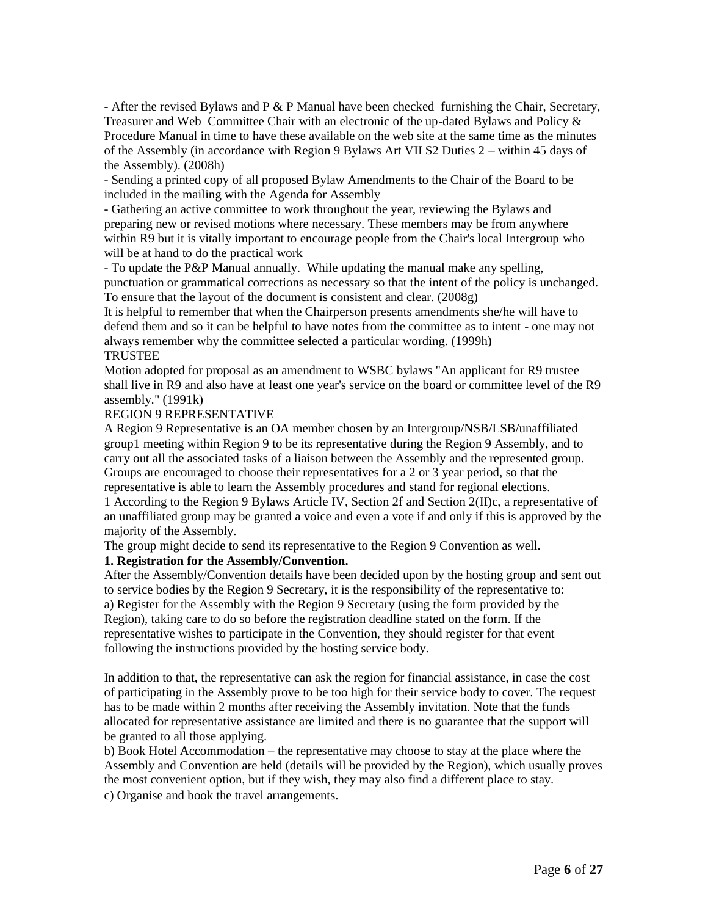- After the revised Bylaws and P & P Manual have been checked furnishing the Chair, Secretary, Treasurer and Web Committee Chair with an electronic of the up-dated Bylaws and Policy & Procedure Manual in time to have these available on the web site at the same time as the minutes of the Assembly (in accordance with Region 9 Bylaws Art VII S2 Duties 2 – within 45 days of the Assembly). (2008h)

- Sending a printed copy of all proposed Bylaw Amendments to the Chair of the Board to be included in the mailing with the Agenda for Assembly

- Gathering an active committee to work throughout the year, reviewing the Bylaws and preparing new or revised motions where necessary. These members may be from anywhere within R9 but it is vitally important to encourage people from the Chair's local Intergroup who will be at hand to do the practical work

- To update the P&P Manual annually. While updating the manual make any spelling, punctuation or grammatical corrections as necessary so that the intent of the policy is unchanged. To ensure that the layout of the document is consistent and clear. (2008g)

It is helpful to remember that when the Chairperson presents amendments she/he will have to defend them and so it can be helpful to have notes from the committee as to intent - one may not always remember why the committee selected a particular wording. (1999h)

TRUSTEE

Motion adopted for proposal as an amendment to WSBC bylaws "An applicant for R9 trustee shall live in R9 and also have at least one year's service on the board or committee level of the R9 assembly." (1991k)

REGION 9 REPRESENTATIVE

A Region 9 Representative is an OA member chosen by an Intergroup/NSB/LSB/unaffiliated group[1] meeting within Region 9 to be its representative during the Region 9 Assembly, and to carry out all the associated tasks of a liaison between the Assembly and the represented group. Groups are encouraged to choose their representatives for a 2 or 3 year period, so that the representative is able to learn the Assembly procedures and stand for regional elections.

[1] According to the Region 9 Bylaws Article IV, Section 2f and Section 2(II)c, a representative of an unaffiliated group may be granted a voice and even a vote if and only if this is approved by the majority of the Assembly.

The group might decide to send its representative to the Region 9 Convention as well.

**1. Registration for the Assembly/Convention.**

After the Assembly/Convention details have been decided upon by the hosting group and sent out to service bodies by the Region 9 Secretary, it is the responsibility of the representative to:

a) Register for the Assembly with the Region 9 Secretary (using the form provided by the Region), taking care to do so before the registration deadline stated on the form. If the representative wishes to participate in the Convention, they should register for that event following the instructions provided by the hosting service body.

In addition to that, the representative can ask the region for financial assistance, in case the cost of participating in the Assembly prove to be too high for their service body to cover. The request has to be made within 2 months after receiving the Assembly invitation. Note that the funds allocated for representative assistance are limited and there is no guarantee that the support will be granted to all those applying.

b) Book Hotel Accommodation – the representative may choose to stay at the place where the Assembly and Convention are held (details will be provided by the Region), which usually proves the most convenient option, but if they wish, they may also find a different place to stay.

c) Organise and book the travel arrangements.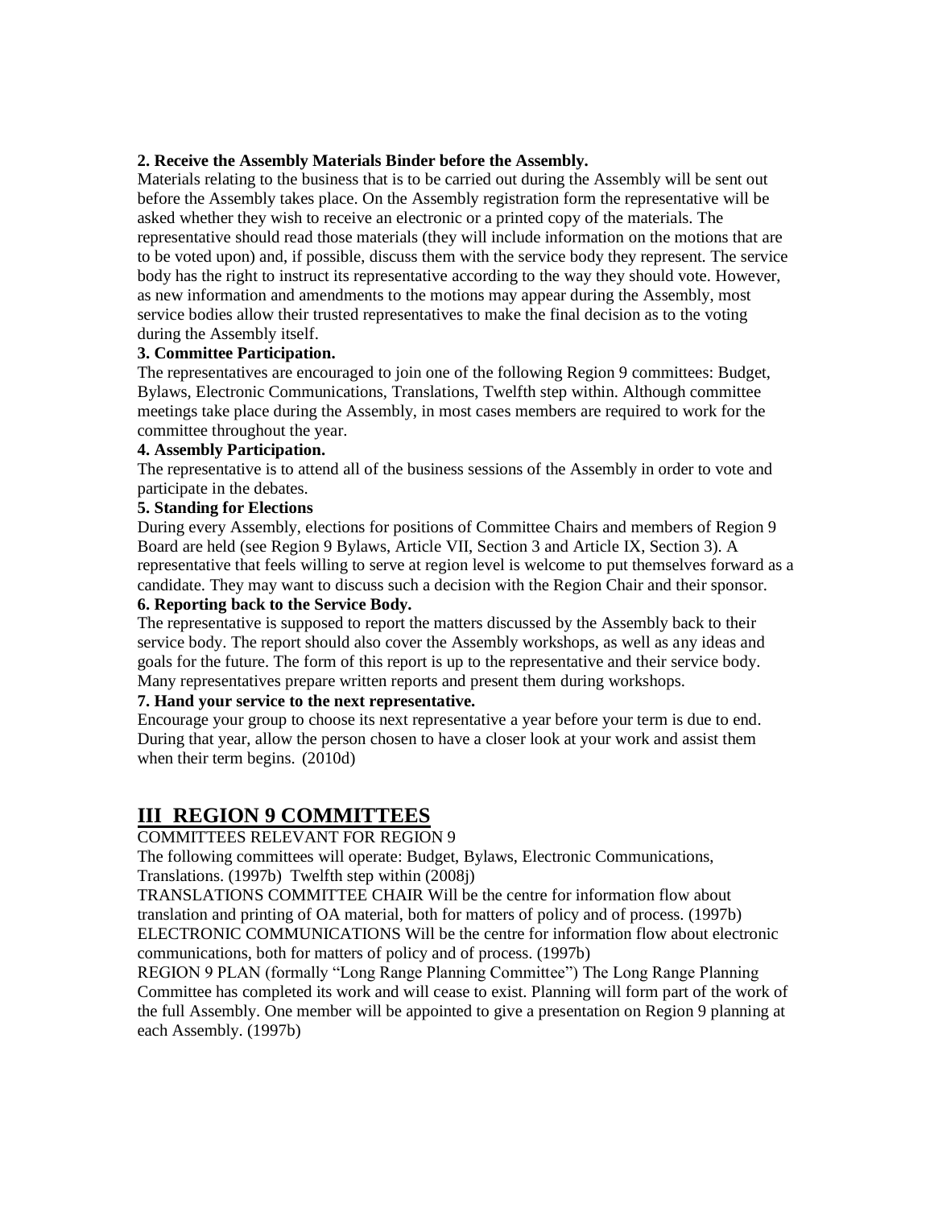**2. Receive the Assembly Materials Binder before the Assembly.**

Materials relating to the business that is to be carried out during the Assembly will be sent out before the Assembly takes place. On the Assembly registration form the representative will be asked whether they wish to receive an electronic or a printed copy of the materials. The representative should read those materials (they will include information on the motions that are to be voted upon) and, if possible, discuss them with the service body they represent. The service body has the right to instruct its representative according to the way they should vote. However, as new information and amendments to the motions may appear during the Assembly, most service bodies allow their trusted representatives to make the final decision as to the voting during the Assembly itself.

**3. Committee Participation.**

The representatives are encouraged to join one of the following Region 9 committees: Budget, Bylaws, Electronic Communications, Translations, Twelfth step within. Although committee meetings take place during the Assembly, in most cases members are required to work for the committee throughout the year.

**4. Assembly Participation.**

The representative is to attend all of the business sessions of the Assembly in order to vote and participate in the debates.

**5. Standing for Elections**

During every Assembly, elections for positions of Committee Chairs and members of Region 9 Board are held (see Region 9 Bylaws, Article VII, Section 3 and Article IX, Section 3). A representative that feels willing to serve at region level is welcome to put themselves forward as a candidate. They may want to discuss such a decision with the Region Chair and their sponsor.

**6. Reporting back to the Service Body.**

The representative is supposed to report the matters discussed by the Assembly back to their service body. The report should also cover the Assembly workshops, as well as any ideas and goals for the future. The form of this report is up to the representative and their service body. Many representatives prepare written reports and present them during workshops.

**7. Hand your service to the next representative.**

Encourage your group to choose its next representative a year before your term is due to end. During that year, allow the person chosen to have a closer look at your work and assist them when their term begins. (2010d)

## III REGION 9 COMMITTEES

COMMITTEES RELEVANT FOR REGION 9

The following committees will operate: Budget, Bylaws, Electronic Communications, Translations. (1997b) Twelfth step within (2008j)

TRANSLATIONS COMMITTEE CHAIR Will be the centre for information flow about translation and printing of OA material, both for matters of policy and of process. (1997b)

ELECTRONIC COMMUNICATIONS Will be the centre for information flow about electronic communications, both for matters of policy and of process. (1997b)

REGION 9 PLAN (formally "Long Range Planning Committee") The Long Range Planning Committee has completed its work and will cease to exist. Planning will form part of the work of the full Assembly. One member will be appointed to give a presentation on Region 9 planning at each Assembly. (1997b)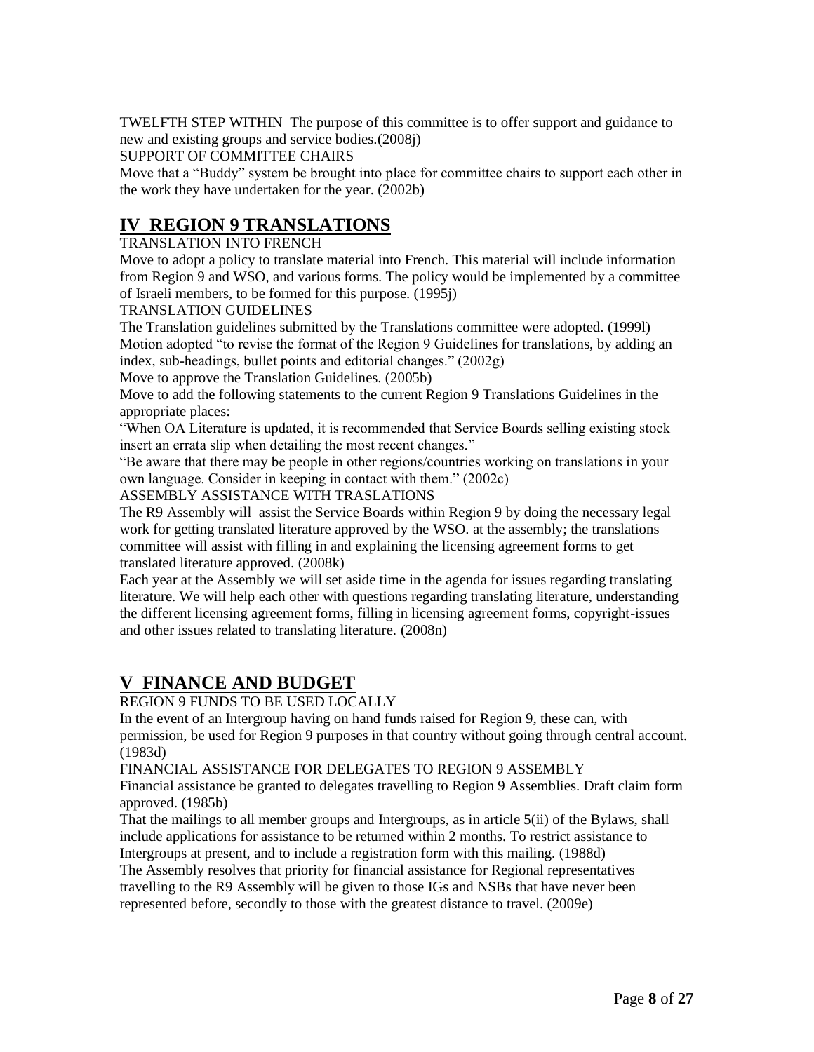TWELFTH STEP WITHIN The purpose of this committee is to offer support and guidance to new and existing groups and service bodies.(2008j)

SUPPORT OF COMMITTEE CHAIRS

Move that a "Buddy" system be brought into place for committee chairs to support each other in the work they have undertaken for the year. (2002b)

## IV REGION 9 TRANSLATIONS

TRANSLATION INTO FRENCH

Move to adopt a policy to translate material into French. This material will include information from Region 9 and WSO, and various forms. The policy would be implemented by a committee of Israeli members, to be formed for this purpose. (1995j)

TRANSLATION GUIDELINES

The Translation guidelines submitted by the Translations committee were adopted. (1999l)

Motion adopted "to revise the format of the Region 9 Guidelines for translations, by adding an index, sub-headings, bullet points and editorial changes." (2002g)

Move to approve the Translation Guidelines. (2005b)

Move to add the following statements to the current Region 9 Translations Guidelines in the appropriate places:

"When OA Literature is updated, it is recommended that Service Boards selling existing stock insert an errata slip when detailing the most recent changes."

"Be aware that there may be people in other regions/countries working on translations in your own language. Consider in keeping in contact with them." (2002c)

ASSEMBLY ASSISTANCE WITH TRASLATIONS

The R9 Assembly will assist the Service Boards within Region 9 by doing the necessary legal work for getting translated literature approved by the WSO. at the assembly; the translations committee will assist with filling in and explaining the licensing agreement forms to get translated literature approved. (2008k)

Each year at the Assembly we will set aside time in the agenda for issues regarding translating literature. We will help each other with questions regarding translating literature, understanding the different licensing agreement forms, filling in licensing agreement forms, copyright-issues and other issues related to translating literature. (2008n)

## V FINANCE AND BUDGET

REGION 9 FUNDS TO BE USED LOCALLY

In the event of an Intergroup having on hand funds raised for Region 9, these can, with permission, be used for Region 9 purposes in that country without going through central account. (1983d)

FINANCIAL ASSISTANCE FOR DELEGATES TO REGION 9 ASSEMBLY

Financial assistance be granted to delegates travelling to Region 9 Assemblies. Draft claim form approved. (1985b)

That the mailings to all member groups and Intergroups, as in article 5(ii) of the Bylaws, shall include applications for assistance to be returned within 2 months. To restrict assistance to Intergroups at present, and to include a registration form with this mailing. (1988d)

The Assembly resolves that priority for financial assistance for Regional representatives travelling to the R9 Assembly will be given to those IGs and NSBs that have never been represented before, secondly to those with the greatest distance to travel. (2009e)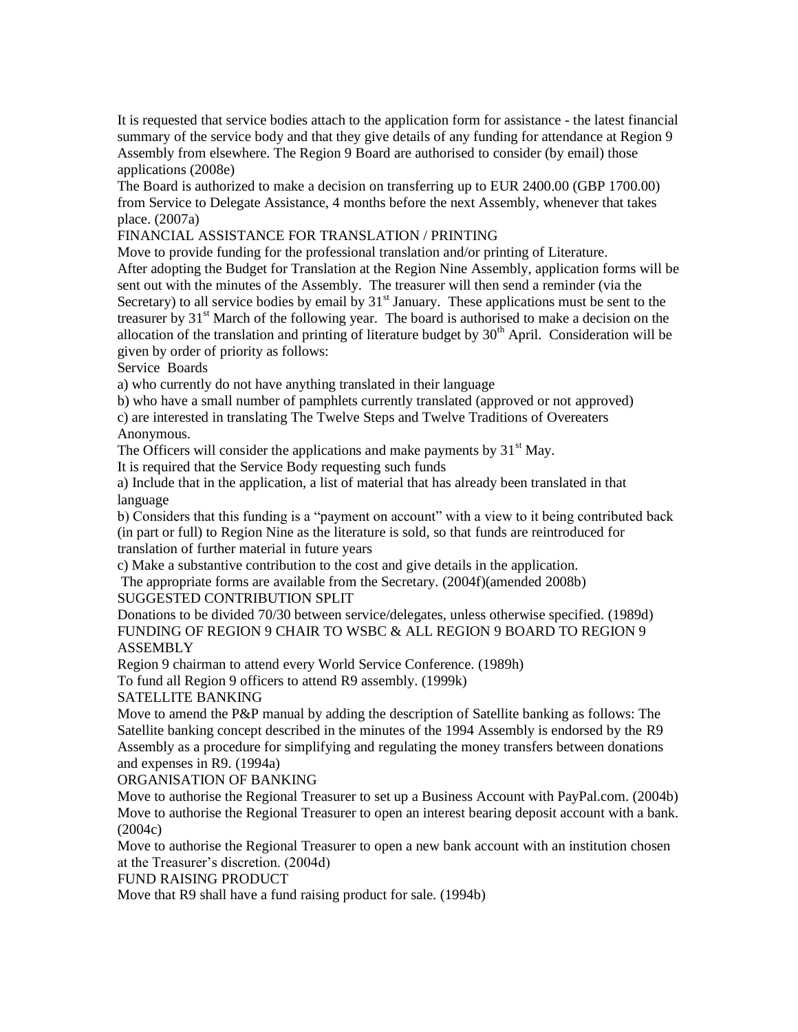It is requested that service bodies attach to the application form for assistance - the latest financial summary of the service body and that they give details of any funding for attendance at Region 9 Assembly from elsewhere. The Region 9 Board are authorised to consider (by email) those applications (2008e)

The Board is authorized to make a decision on transferring up to EUR 2400.00 (GBP 1700.00) from Service to Delegate Assistance, 4 months before the next Assembly, whenever that takes place. (2007a)

FINANCIAL ASSISTANCE FOR TRANSLATION / PRINTING

Move to provide funding for the professional translation and/or printing of Literature.

After adopting the Budget for Translation at the Region Nine Assembly, application forms will be sent out with the minutes of the Assembly. The treasurer will then send a reminder (via the Secretary) to all service bodies by email by 31st January. These applications must be sent to the treasurer by 31st March of the following year. The board is authorised to make a decision on the allocation of the translation and printing of literature budget by 30th April. Consideration will be given by order of priority as follows:

Service Boards

a) who currently do not have anything translated in their language

b) who have a small number of pamphlets currently translated (approved or not approved)

c) are interested in translating The Twelve Steps and Twelve Traditions of Overeaters Anonymous.

The Officers will consider the applications and make payments by 31st May.

It is required that the Service Body requesting such funds

a) Include that in the application, a list of material that has already been translated in that language

b) Considers that this funding is a "payment on account" with a view to it being contributed back (in part or full) to Region Nine as the literature is sold, so that funds are reintroduced for translation of further material in future years

c) Make a substantive contribution to the cost and give details in the application.

The appropriate forms are available from the Secretary. (2004f)(amended 2008b)

SUGGESTED CONTRIBUTION SPLIT

Donations to be divided 70/30 between service/delegates, unless otherwise specified. (1989d)

FUNDING OF REGION 9 CHAIR TO WSBC & ALL REGION 9 BOARD TO REGION 9 ASSEMBLY

Region 9 chairman to attend every World Service Conference. (1989h)

To fund all Region 9 officers to attend R9 assembly. (1999k)

SATELLITE BANKING

Move to amend the P&P manual by adding the description of Satellite banking as follows: The Satellite banking concept described in the minutes of the 1994 Assembly is endorsed by the R9 Assembly as a procedure for simplifying and regulating the money transfers between donations and expenses in R9. (1994a)

ORGANISATION OF BANKING

Move to authorise the Regional Treasurer to set up a Business Account with PayPal.com. (2004b)

Move to authorise the Regional Treasurer to open an interest bearing deposit account with a bank. (2004c)

Move to authorise the Regional Treasurer to open a new bank account with an institution chosen at the Treasurer's discretion. (2004d)

FUND RAISING PRODUCT

Move that R9 shall have a fund raising product for sale. (1994b)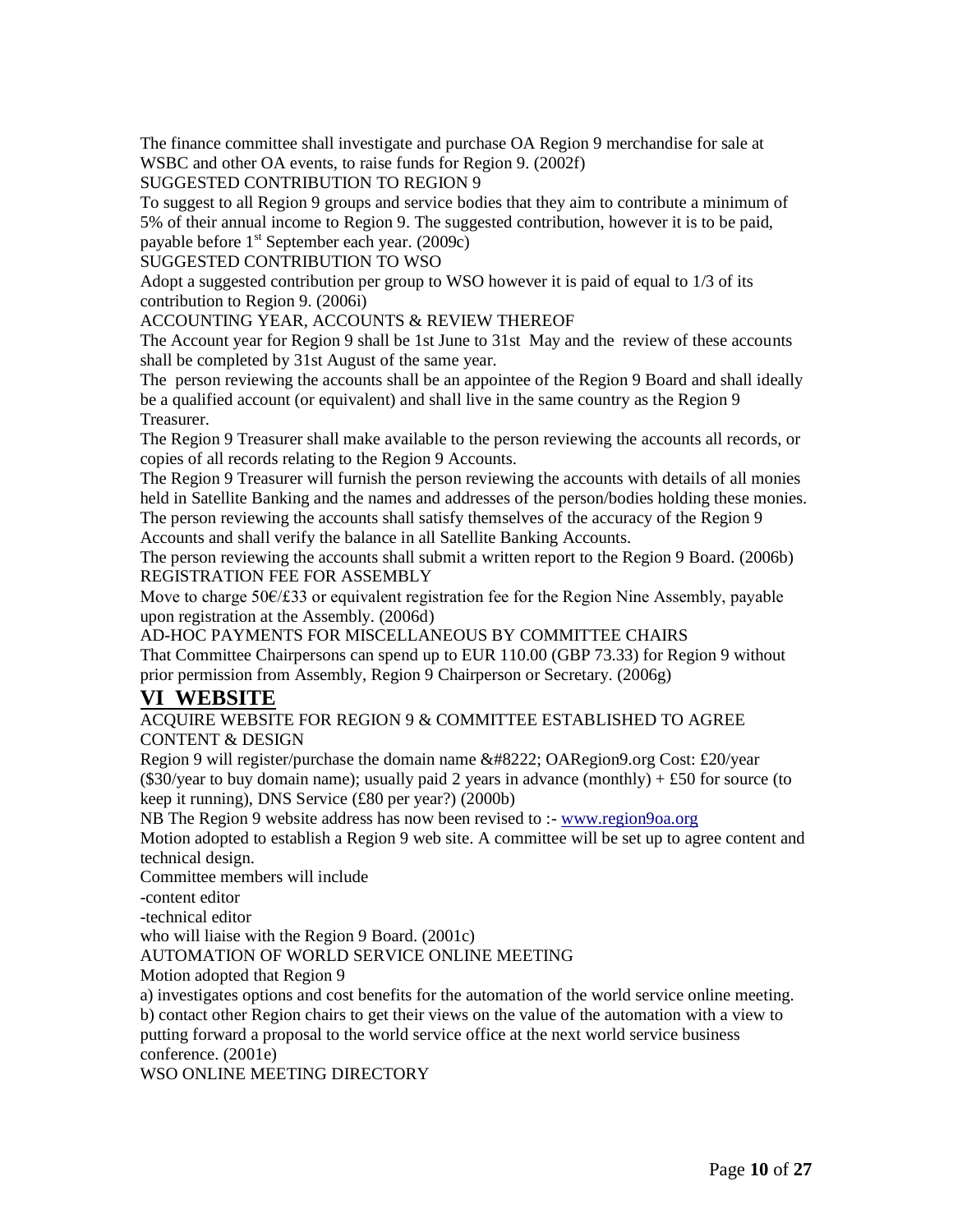The finance committee shall investigate and purchase OA Region 9 merchandise for sale at WSBC and other OA events, to raise funds for Region 9. (2002f)

SUGGESTED CONTRIBUTION TO REGION 9

To suggest to all Region 9 groups and service bodies that they aim to contribute a minimum of 5% of their annual income to Region 9. The suggested contribution, however it is to be paid, payable before 1st September each year. (2009c)

SUGGESTED CONTRIBUTION TO WSO

Adopt a suggested contribution per group to WSO however it is paid of equal to 1/3 of its contribution to Region 9. (2006i)

ACCOUNTING YEAR, ACCOUNTS & REVIEW THEREOF

The Account year for Region 9 shall be 1st June to 31st May and the review of these accounts shall be completed by 31st August of the same year.

The person reviewing the accounts shall be an appointee of the Region 9 Board and shall ideally be a qualified account (or equivalent) and shall live in the same country as the Region 9 Treasurer.

The Region 9 Treasurer shall make available to the person reviewing the accounts all records, or copies of all records relating to the Region 9 Accounts.

The Region 9 Treasurer will furnish the person reviewing the accounts with details of all monies held in Satellite Banking and the names and addresses of the person/bodies holding these monies.

The person reviewing the accounts shall satisfy themselves of the accuracy of the Region 9 Accounts and shall verify the balance in all Satellite Banking Accounts.

The person reviewing the accounts shall submit a written report to the Region 9 Board. (2006b)

REGISTRATION FEE FOR ASSEMBLY

Move to charge 50€/£33 or equivalent registration fee for the Region Nine Assembly, payable upon registration at the Assembly. (2006d)

AD-HOC PAYMENTS FOR MISCELLANEOUS BY COMMITTEE CHAIRS

That Committee Chairpersons can spend up to EUR 110.00 (GBP 73.33) for Region 9 without prior permission from Assembly, Region 9 Chairperson or Secretary. (2006g)

# VI WEBSITE

ACQUIRE WEBSITE FOR REGION 9 & COMMITTEE ESTABLISHED TO AGREE CONTENT & DESIGN

Region 9 will register/purchase the domain name &#8222; OARegion9.org Cost: £20/year ($30/year to buy domain name); usually paid 2 years in advance (monthly) + £50 for source (to keep it running), DNS Service (£80 per year?) (2000b)

NB The Region 9 website address has now been revised to :- www.region9oa.org

Motion adopted to establish a Region 9 web site. A committee will be set up to agree content and technical design.

Committee members will include

-content editor

-technical editor

who will liaise with the Region 9 Board. (2001c)

AUTOMATION OF WORLD SERVICE ONLINE MEETING

Motion adopted that Region 9

a) investigates options and cost benefits for the automation of the world service online meeting.

b) contact other Region chairs to get their views on the value of the automation with a view to putting forward a proposal to the world service office at the next world service business conference. (2001e)

WSO ONLINE MEETING DIRECTORY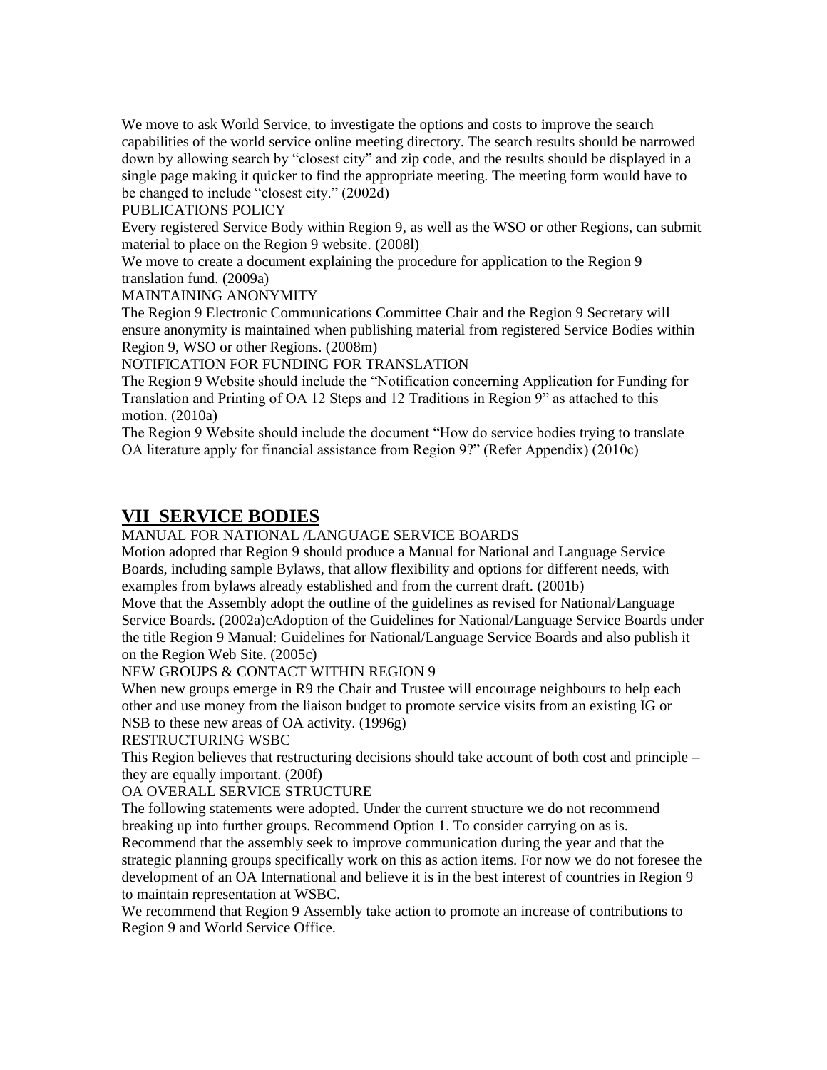We move to ask World Service, to investigate the options and costs to improve the search capabilities of the world service online meeting directory. The search results should be narrowed down by allowing search by "closest city" and zip code, and the results should be displayed in a single page making it quicker to find the appropriate meeting. The meeting form would have to be changed to include "closest city." (2002d)

PUBLICATIONS POLICY

Every registered Service Body within Region 9, as well as the WSO or other Regions, can submit material to place on the Region 9 website. (2008l)

We move to create a document explaining the procedure for application to the Region 9 translation fund. (2009a)

MAINTAINING ANONYMITY

The Region 9 Electronic Communications Committee Chair and the Region 9 Secretary will ensure anonymity is maintained when publishing material from registered Service Bodies within Region 9, WSO or other Regions. (2008m)

NOTIFICATION FOR FUNDING FOR TRANSLATION

The Region 9 Website should include the "Notification concerning Application for Funding for Translation and Printing of OA 12 Steps and 12 Traditions in Region 9" as attached to this motion. (2010a)

The Region 9 Website should include the document "How do service bodies trying to translate OA literature apply for financial assistance from Region 9?" (Refer Appendix) (2010c)

# VII SERVICE BODIES

MANUAL FOR NATIONAL /LANGUAGE SERVICE BOARDS

Motion adopted that Region 9 should produce a Manual for National and Language Service Boards, including sample Bylaws, that allow flexibility and options for different needs, with examples from bylaws already established and from the current draft. (2001b)

Move that the Assembly adopt the outline of the guidelines as revised for National/Language Service Boards. (2002a)cAdoption of the Guidelines for National/Language Service Boards under the title Region 9 Manual: Guidelines for National/Language Service Boards and also publish it on the Region Web Site. (2005c)

NEW GROUPS & CONTACT WITHIN REGION 9

When new groups emerge in R9 the Chair and Trustee will encourage neighbours to help each other and use money from the liaison budget to promote service visits from an existing IG or NSB to these new areas of OA activity. (1996g)

RESTRUCTURING WSBC

This Region believes that restructuring decisions should take account of both cost and principle – they are equally important. (200f)

OA OVERALL SERVICE STRUCTURE

The following statements were adopted. Under the current structure we do not recommend breaking up into further groups. Recommend Option 1. To consider carrying on as is. Recommend that the assembly seek to improve communication during the year and that the strategic planning groups specifically work on this as action items. For now we do not foresee the development of an OA International and believe it is in the best interest of countries in Region 9 to maintain representation at WSBC.

We recommend that Region 9 Assembly take action to promote an increase of contributions to Region 9 and World Service Office.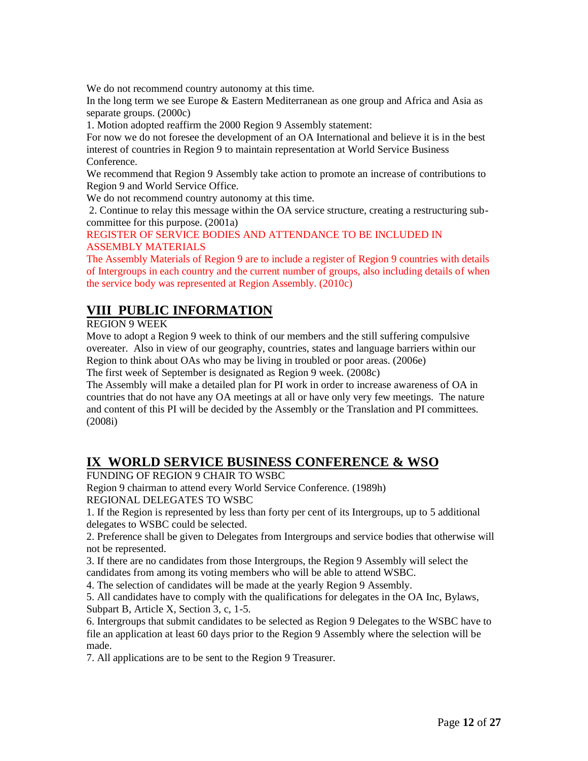We do not recommend country autonomy at this time.

In the long term we see Europe & Eastern Mediterranean as one group and Africa and Asia as separate groups. (2000c)

1. Motion adopted reaffirm the 2000 Region 9 Assembly statement:

For now we do not foresee the development of an OA International and believe it is in the best interest of countries in Region 9 to maintain representation at World Service Business Conference.

We recommend that Region 9 Assembly take action to promote an increase of contributions to Region 9 and World Service Office.

We do not recommend country autonomy at this time.

2. Continue to relay this message within the OA service structure, creating a restructuring sub-committee for this purpose. (2001a)

REGISTER OF SERVICE BODIES AND ATTENDANCE TO BE INCLUDED IN ASSEMBLY MATERIALS

The Assembly Materials of Region 9 are to include a register of Region 9 countries with details of Intergroups in each country and the current number of groups, also including details of when the service body was represented at Region Assembly. (2010c)

## VIII PUBLIC INFORMATION

REGION 9 WEEK

Move to adopt a Region 9 week to think of our members and the still suffering compulsive overeater. Also in view of our geography, countries, states and language barriers within our Region to think about OAs who may be living in troubled or poor areas. (2006e)

The first week of September is designated as Region 9 week. (2008c)

The Assembly will make a detailed plan for PI work in order to increase awareness of OA in countries that do not have any OA meetings at all or have only very few meetings. The nature and content of this PI will be decided by the Assembly or the Translation and PI committees. (2008i)

## IX WORLD SERVICE BUSINESS CONFERENCE & WSO

FUNDING OF REGION 9 CHAIR TO WSBC

Region 9 chairman to attend every World Service Conference. (1989h)

REGIONAL DELEGATES TO WSBC

1. If the Region is represented by less than forty per cent of its Intergroups, up to 5 additional delegates to WSBC could be selected.
2. Preference shall be given to Delegates from Intergroups and service bodies that otherwise will not be represented.
3. If there are no candidates from those Intergroups, the Region 9 Assembly will select the candidates from among its voting members who will be able to attend WSBC.
4. The selection of candidates will be made at the yearly Region 9 Assembly.
5. All candidates have to comply with the qualifications for delegates in the OA Inc, Bylaws, Subpart B, Article X, Section 3, c, 1-5.
6. Intergroups that submit candidates to be selected as Region 9 Delegates to the WSBC have to file an application at least 60 days prior to the Region 9 Assembly where the selection will be made.
7. All applications are to be sent to the Region 9 Treasurer.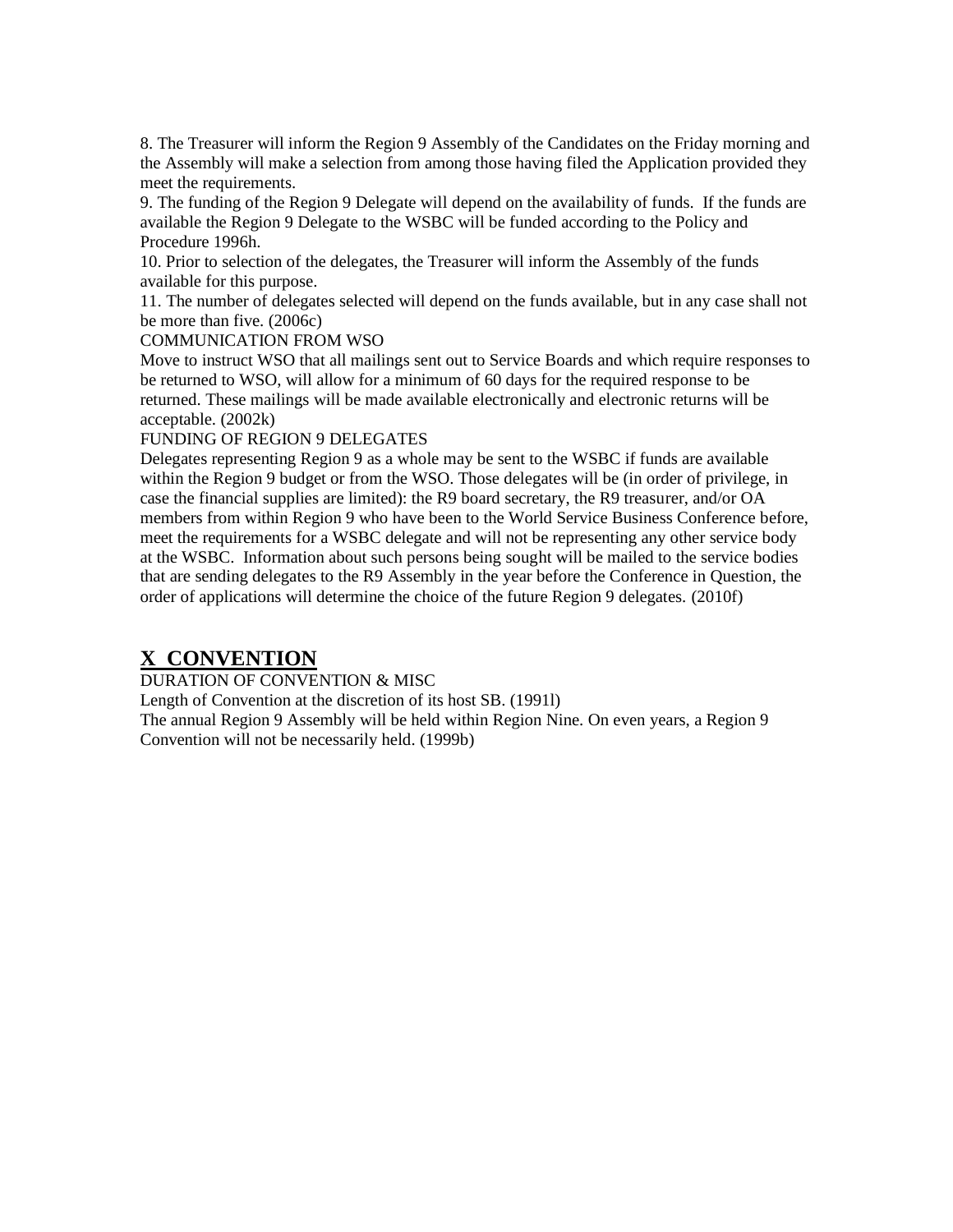8. The Treasurer will inform the Region 9 Assembly of the Candidates on the Friday morning and the Assembly will make a selection from among those having filed the Application provided they meet the requirements.
9. The funding of the Region 9 Delegate will depend on the availability of funds. If the funds are available the Region 9 Delegate to the WSBC will be funded according to the Policy and Procedure 1996h.
10. Prior to selection of the delegates, the Treasurer will inform the Assembly of the funds available for this purpose.
11. The number of delegates selected will depend on the funds available, but in any case shall not be more than five. (2006c)

COMMUNICATION FROM WSO

Move to instruct WSO that all mailings sent out to Service Boards and which require responses to be returned to WSO, will allow for a minimum of 60 days for the required response to be returned. These mailings will be made available electronically and electronic returns will be acceptable. (2002k)

FUNDING OF REGION 9 DELEGATES

Delegates representing Region 9 as a whole may be sent to the WSBC if funds are available within the Region 9 budget or from the WSO. Those delegates will be (in order of privilege, in case the financial supplies are limited): the R9 board secretary, the R9 treasurer, and/or OA members from within Region 9 who have been to the World Service Business Conference before, meet the requirements for a WSBC delegate and will not be representing any other service body at the WSBC. Information about such persons being sought will be mailed to the service bodies that are sending delegates to the R9 Assembly in the year before the Conference in Question, the order of applications will determine the choice of the future Region 9 delegates. (2010f)

## X CONVENTION

DURATION OF CONVENTION & MISC

Length of Convention at the discretion of its host SB. (1991l)

The annual Region 9 Assembly will be held within Region Nine. On even years, a Region 9 Convention will not be necessarily held. (1999b)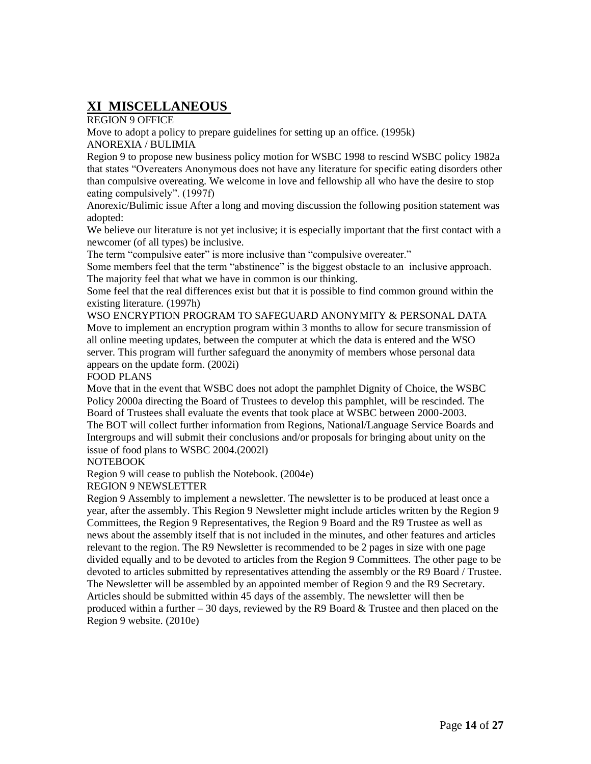## XI MISCELLANEOUS

REGION 9 OFFICE

Move to adopt a policy to prepare guidelines for setting up an office. (1995k)

ANOREXIA / BULIMIA

Region 9 to propose new business policy motion for WSBC 1998 to rescind WSBC policy 1982a that states "Overeaters Anonymous does not have any literature for specific eating disorders other than compulsive overeating. We welcome in love and fellowship all who have the desire to stop eating compulsively". (1997f)

Anorexic/Bulimic issue After a long and moving discussion the following position statement was adopted:

We believe our literature is not yet inclusive; it is especially important that the first contact with a newcomer (of all types) be inclusive.

The term "compulsive eater" is more inclusive than "compulsive overeater."

Some members feel that the term "abstinence" is the biggest obstacle to an inclusive approach.

The majority feel that what we have in common is our thinking.

Some feel that the real differences exist but that it is possible to find common ground within the existing literature. (1997h)

WSO ENCRYPTION PROGRAM TO SAFEGUARD ANONYMITY & PERSONAL DATA

Move to implement an encryption program within 3 months to allow for secure transmission of all online meeting updates, between the computer at which the data is entered and the WSO server. This program will further safeguard the anonymity of members whose personal data appears on the update form. (2002i)

FOOD PLANS

Move that in the event that WSBC does not adopt the pamphlet Dignity of Choice, the WSBC Policy 2000a directing the Board of Trustees to develop this pamphlet, will be rescinded. The Board of Trustees shall evaluate the events that took place at WSBC between 2000-2003.

The BOT will collect further information from Regions, National/Language Service Boards and Intergroups and will submit their conclusions and/or proposals for bringing about unity on the issue of food plans to WSBC 2004.(2002l)

NOTEBOOK

Region 9 will cease to publish the Notebook. (2004e)

REGION 9 NEWSLETTER

Region 9 Assembly to implement a newsletter. The newsletter is to be produced at least once a year, after the assembly. This Region 9 Newsletter might include articles written by the Region 9 Committees, the Region 9 Representatives, the Region 9 Board and the R9 Trustee as well as news about the assembly itself that is not included in the minutes, and other features and articles relevant to the region. The R9 Newsletter is recommended to be 2 pages in size with one page divided equally and to be devoted to articles from the Region 9 Committees. The other page to be devoted to articles submitted by representatives attending the assembly or the R9 Board / Trustee. The Newsletter will be assembled by an appointed member of Region 9 and the R9 Secretary. Articles should be submitted within 45 days of the assembly. The newsletter will then be produced within a further – 30 days, reviewed by the R9 Board & Trustee and then placed on the Region 9 website. (2010e)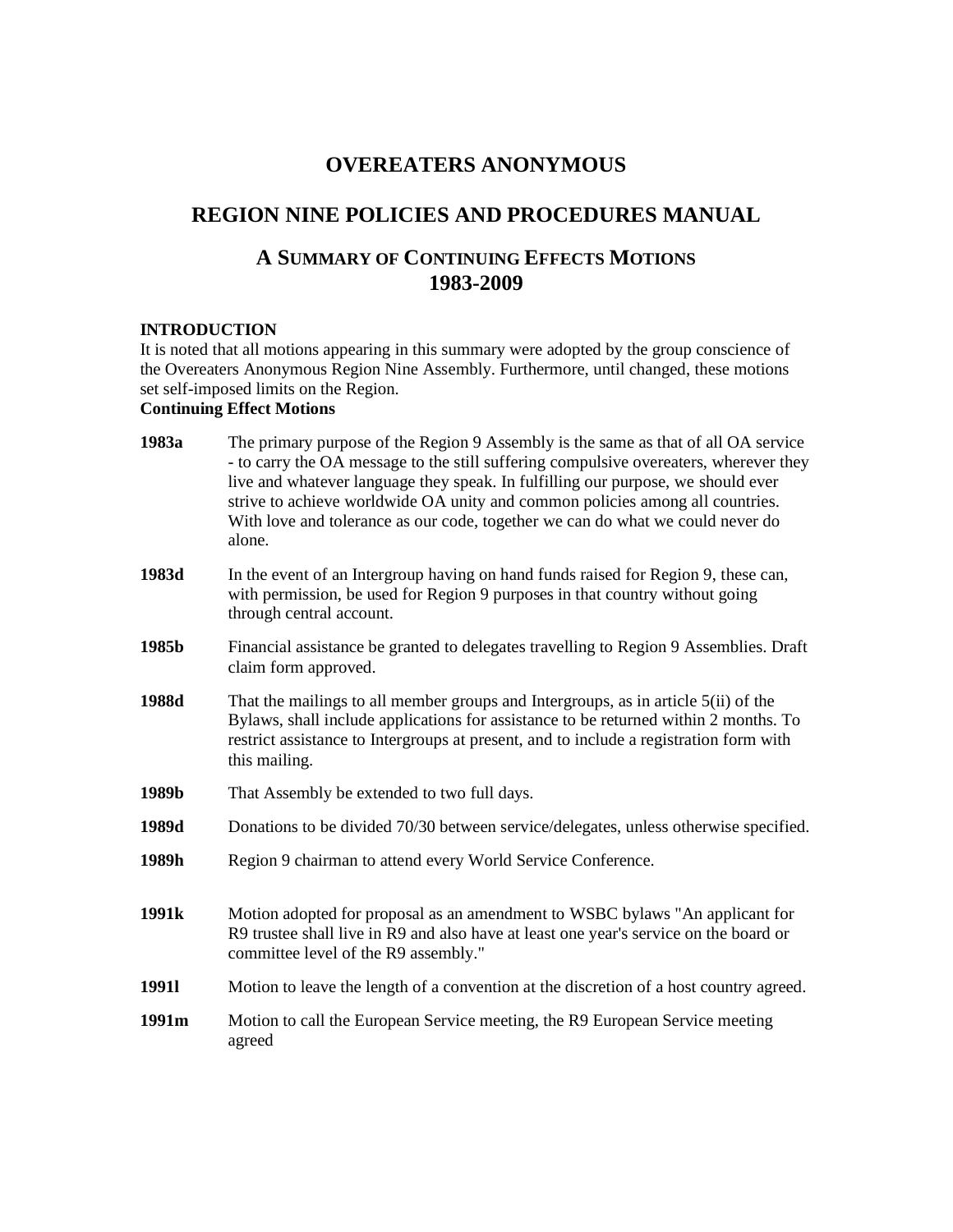# OVEREATERS ANONYMOUS

## REGION NINE POLICIES AND PROCEDURES MANUAL

### A SUMMARY OF CONTINUING EFFECTS MOTIONS 1983-2009

**INTRODUCTION**

It is noted that all motions appearing in this summary were adopted by the group conscience of the Overeaters Anonymous Region Nine Assembly. Furthermore, until changed, these motions set self-imposed limits on the Region.

**Continuing Effect Motions**

**1983a** The primary purpose of the Region 9 Assembly is the same as that of all OA service - to carry the OA message to the still suffering compulsive overeaters, wherever they live and whatever language they speak. In fulfilling our purpose, we should ever strive to achieve worldwide OA unity and common policies among all countries. With love and tolerance as our code, together we can do what we could never do alone.

**1983d** In the event of an Intergroup having on hand funds raised for Region 9, these can, with permission, be used for Region 9 purposes in that country without going through central account.

**1985b** Financial assistance be granted to delegates travelling to Region 9 Assemblies. Draft claim form approved.

**1988d** That the mailings to all member groups and Intergroups, as in article 5(ii) of the Bylaws, shall include applications for assistance to be returned within 2 months. To restrict assistance to Intergroups at present, and to include a registration form with this mailing.

**1989b** That Assembly be extended to two full days.

**1989d** Donations to be divided 70/30 between service/delegates, unless otherwise specified.

**1989h** Region 9 chairman to attend every World Service Conference.

**1991k** Motion adopted for proposal as an amendment to WSBC bylaws "An applicant for R9 trustee shall live in R9 and also have at least one year's service on the board or committee level of the R9 assembly."

**1991l** Motion to leave the length of a convention at the discretion of a host country agreed.

**1991m** Motion to call the European Service meeting, the R9 European Service meeting agreed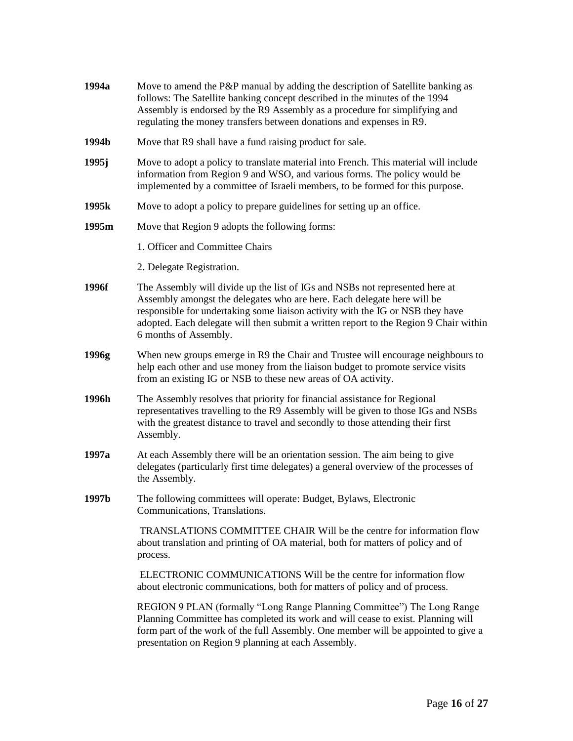**1994a** Move to amend the P&P manual by adding the description of Satellite banking as follows: The Satellite banking concept described in the minutes of the 1994 Assembly is endorsed by the R9 Assembly as a procedure for simplifying and regulating the money transfers between donations and expenses in R9.

**1994b** Move that R9 shall have a fund raising product for sale.

**1995j** Move to adopt a policy to translate material into French. This material will include information from Region 9 and WSO, and various forms. The policy would be implemented by a committee of Israeli members, to be formed for this purpose.

**1995k** Move to adopt a policy to prepare guidelines for setting up an office.

**1995m** Move that Region 9 adopts the following forms:

1. Officer and Committee Chairs

2. Delegate Registration.

**1996f** The Assembly will divide up the list of IGs and NSBs not represented here at Assembly amongst the delegates who are here. Each delegate here will be responsible for undertaking some liaison activity with the IG or NSB they have adopted. Each delegate will then submit a written report to the Region 9 Chair within 6 months of Assembly.

**1996g** When new groups emerge in R9 the Chair and Trustee will encourage neighbours to help each other and use money from the liaison budget to promote service visits from an existing IG or NSB to these new areas of OA activity.

**1996h** The Assembly resolves that priority for financial assistance for Regional representatives travelling to the R9 Assembly will be given to those IGs and NSBs with the greatest distance to travel and secondly to those attending their first Assembly.

**1997a** At each Assembly there will be an orientation session. The aim being to give delegates (particularly first time delegates) a general overview of the processes of the Assembly.

**1997b** The following committees will operate: Budget, Bylaws, Electronic Communications, Translations.

TRANSLATIONS COMMITTEE CHAIR Will be the centre for information flow about translation and printing of OA material, both for matters of policy and of process.

ELECTRONIC COMMUNICATIONS Will be the centre for information flow about electronic communications, both for matters of policy and of process.

REGION 9 PLAN (formally "Long Range Planning Committee") The Long Range Planning Committee has completed its work and will cease to exist. Planning will form part of the work of the full Assembly. One member will be appointed to give a presentation on Region 9 planning at each Assembly.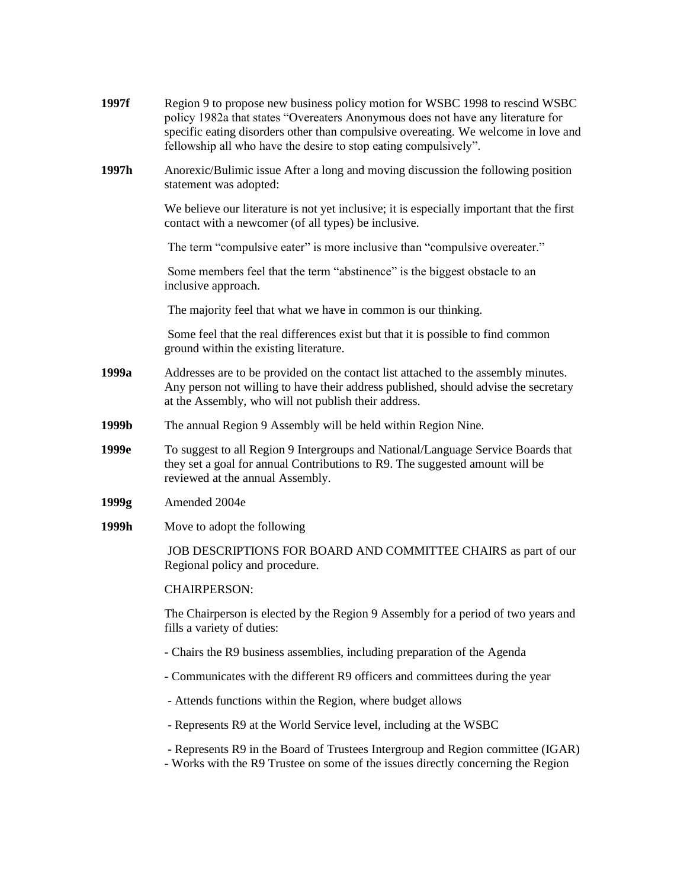**1997f** Region 9 to propose new business policy motion for WSBC 1998 to rescind WSBC policy 1982a that states "Overeaters Anonymous does not have any literature for specific eating disorders other than compulsive overeating. We welcome in love and fellowship all who have the desire to stop eating compulsively".

**1997h** Anorexic/Bulimic issue After a long and moving discussion the following position statement was adopted:

We believe our literature is not yet inclusive; it is especially important that the first contact with a newcomer (of all types) be inclusive.

The term "compulsive eater" is more inclusive than "compulsive overeater."

Some members feel that the term "abstinence" is the biggest obstacle to an inclusive approach.

The majority feel that what we have in common is our thinking.

Some feel that the real differences exist but that it is possible to find common ground within the existing literature.

**1999a** Addresses are to be provided on the contact list attached to the assembly minutes. Any person not willing to have their address published, should advise the secretary at the Assembly, who will not publish their address.

**1999b** The annual Region 9 Assembly will be held within Region Nine.

**1999e** To suggest to all Region 9 Intergroups and National/Language Service Boards that they set a goal for annual Contributions to R9. The suggested amount will be reviewed at the annual Assembly.

**1999g** Amended 2004e

**1999h** Move to adopt the following

JOB DESCRIPTIONS FOR BOARD AND COMMITTEE CHAIRS as part of our Regional policy and procedure.

CHAIRPERSON:

The Chairperson is elected by the Region 9 Assembly for a period of two years and fills a variety of duties:

- Chairs the R9 business assemblies, including preparation of the Agenda
- Communicates with the different R9 officers and committees during the year
- Attends functions within the Region, where budget allows
- Represents R9 at the World Service level, including at the WSBC
- Represents R9 in the Board of Trustees Intergroup and Region committee (IGAR)
- Works with the R9 Trustee on some of the issues directly concerning the Region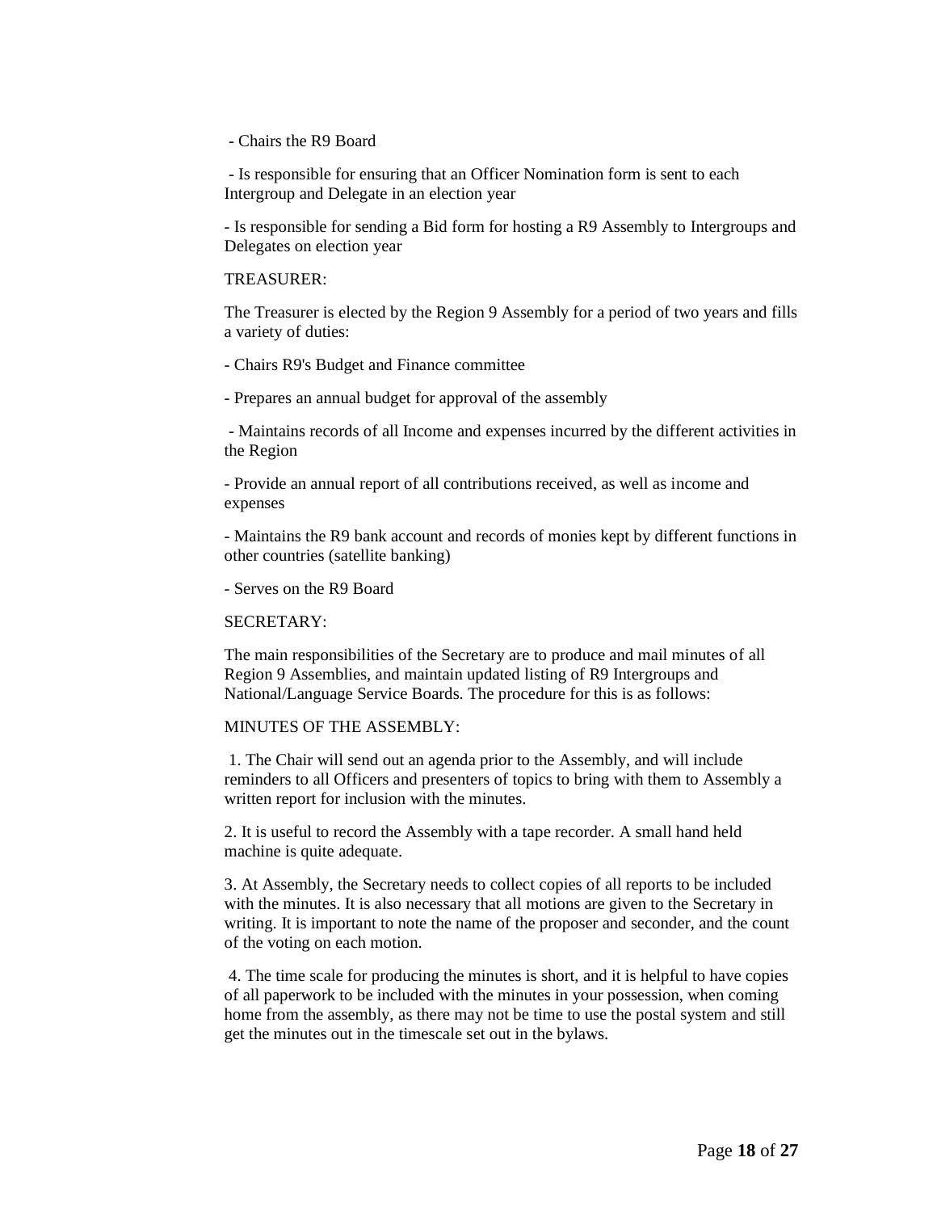- Chairs the R9 Board

- Is responsible for ensuring that an Officer Nomination form is sent to each Intergroup and Delegate in an election year

- Is responsible for sending a Bid form for hosting a R9 Assembly to Intergroups and Delegates on election year

TREASURER:

The Treasurer is elected by the Region 9 Assembly for a period of two years and fills a variety of duties:

- Chairs R9's Budget and Finance committee

- Prepares an annual budget for approval of the assembly

- Maintains records of all Income and expenses incurred by the different activities in the Region

- Provide an annual report of all contributions received, as well as income and expenses

- Maintains the R9 bank account and records of monies kept by different functions in other countries (satellite banking)

- Serves on the R9 Board

SECRETARY:

The main responsibilities of the Secretary are to produce and mail minutes of all Region 9 Assemblies, and maintain updated listing of R9 Intergroups and National/Language Service Boards. The procedure for this is as follows:

MINUTES OF THE ASSEMBLY:

1. The Chair will send out an agenda prior to the Assembly, and will include reminders to all Officers and presenters of topics to bring with them to Assembly a written report for inclusion with the minutes.

2. It is useful to record the Assembly with a tape recorder. A small hand held machine is quite adequate.

3. At Assembly, the Secretary needs to collect copies of all reports to be included with the minutes. It is also necessary that all motions are given to the Secretary in writing. It is important to note the name of the proposer and seconder, and the count of the voting on each motion.

4. The time scale for producing the minutes is short, and it is helpful to have copies of all paperwork to be included with the minutes in your possession, when coming home from the assembly, as there may not be time to use the postal system and still get the minutes out in the timescale set out in the bylaws.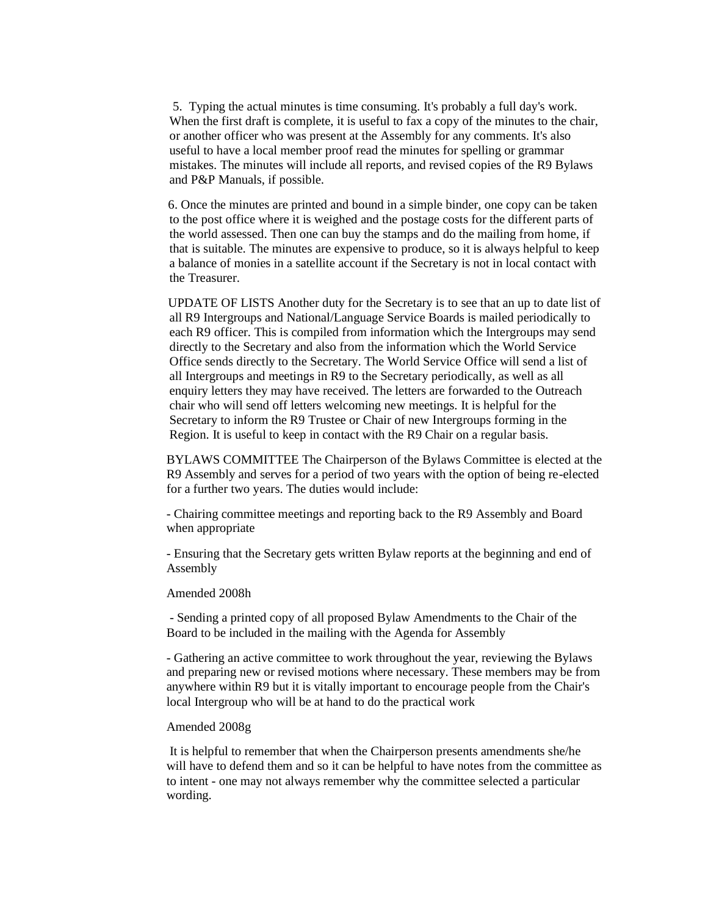5. Typing the actual minutes is time consuming. It's probably a full day's work. When the first draft is complete, it is useful to fax a copy of the minutes to the chair, or another officer who was present at the Assembly for any comments. It's also useful to have a local member proof read the minutes for spelling or grammar mistakes. The minutes will include all reports, and revised copies of the R9 Bylaws and P&P Manuals, if possible.

6. Once the minutes are printed and bound in a simple binder, one copy can be taken to the post office where it is weighed and the postage costs for the different parts of the world assessed. Then one can buy the stamps and do the mailing from home, if that is suitable. The minutes are expensive to produce, so it is always helpful to keep a balance of monies in a satellite account if the Secretary is not in local contact with the Treasurer.

UPDATE OF LISTS Another duty for the Secretary is to see that an up to date list of all R9 Intergroups and National/Language Service Boards is mailed periodically to each R9 officer. This is compiled from information which the Intergroups may send directly to the Secretary and also from the information which the World Service Office sends directly to the Secretary. The World Service Office will send a list of all Intergroups and meetings in R9 to the Secretary periodically, as well as all enquiry letters they may have received. The letters are forwarded to the Outreach chair who will send off letters welcoming new meetings. It is helpful for the Secretary to inform the R9 Trustee or Chair of new Intergroups forming in the Region. It is useful to keep in contact with the R9 Chair on a regular basis.

BYLAWS COMMITTEE The Chairperson of the Bylaws Committee is elected at the R9 Assembly and serves for a period of two years with the option of being re-elected for a further two years. The duties would include:

- Chairing committee meetings and reporting back to the R9 Assembly and Board when appropriate

- Ensuring that the Secretary gets written Bylaw reports at the beginning and end of Assembly

Amended 2008h

- Sending a printed copy of all proposed Bylaw Amendments to the Chair of the Board to be included in the mailing with the Agenda for Assembly

- Gathering an active committee to work throughout the year, reviewing the Bylaws and preparing new or revised motions where necessary. These members may be from anywhere within R9 but it is vitally important to encourage people from the Chair's local Intergroup who will be at hand to do the practical work

Amended 2008g

It is helpful to remember that when the Chairperson presents amendments she/he will have to defend them and so it can be helpful to have notes from the committee as to intent - one may not always remember why the committee selected a particular wording.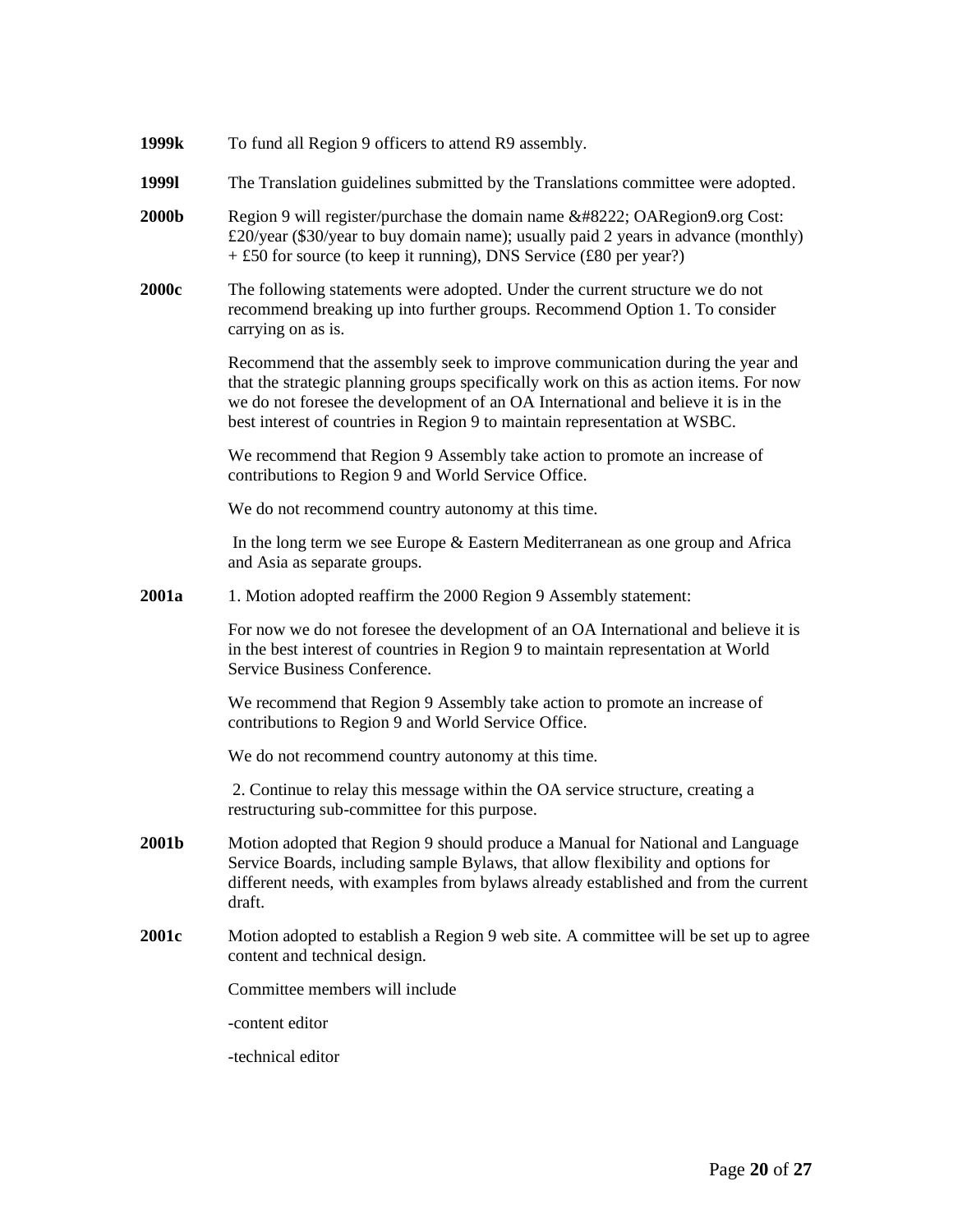**1999k** To fund all Region 9 officers to attend R9 assembly.

**1999l** The Translation guidelines submitted by the Translations committee were adopted.

**2000b** Region 9 will register/purchase the domain name &#8222; OARegion9.org Cost: £20/year ($30/year to buy domain name); usually paid 2 years in advance (monthly) + £50 for source (to keep it running), DNS Service (£80 per year?)

**2000c** The following statements were adopted. Under the current structure we do not recommend breaking up into further groups. Recommend Option 1. To consider carrying on as is.

Recommend that the assembly seek to improve communication during the year and that the strategic planning groups specifically work on this as action items. For now we do not foresee the development of an OA International and believe it is in the best interest of countries in Region 9 to maintain representation at WSBC.

We recommend that Region 9 Assembly take action to promote an increase of contributions to Region 9 and World Service Office.

We do not recommend country autonomy at this time.

In the long term we see Europe & Eastern Mediterranean as one group and Africa and Asia as separate groups.

**2001a** 1. Motion adopted reaffirm the 2000 Region 9 Assembly statement:

For now we do not foresee the development of an OA International and believe it is in the best interest of countries in Region 9 to maintain representation at World Service Business Conference.

We recommend that Region 9 Assembly take action to promote an increase of contributions to Region 9 and World Service Office.

We do not recommend country autonomy at this time.

2. Continue to relay this message within the OA service structure, creating a restructuring sub-committee for this purpose.

**2001b** Motion adopted that Region 9 should produce a Manual for National and Language Service Boards, including sample Bylaws, that allow flexibility and options for different needs, with examples from bylaws already established and from the current draft.

**2001c** Motion adopted to establish a Region 9 web site. A committee will be set up to agree content and technical design.

Committee members will include

-content editor

-technical editor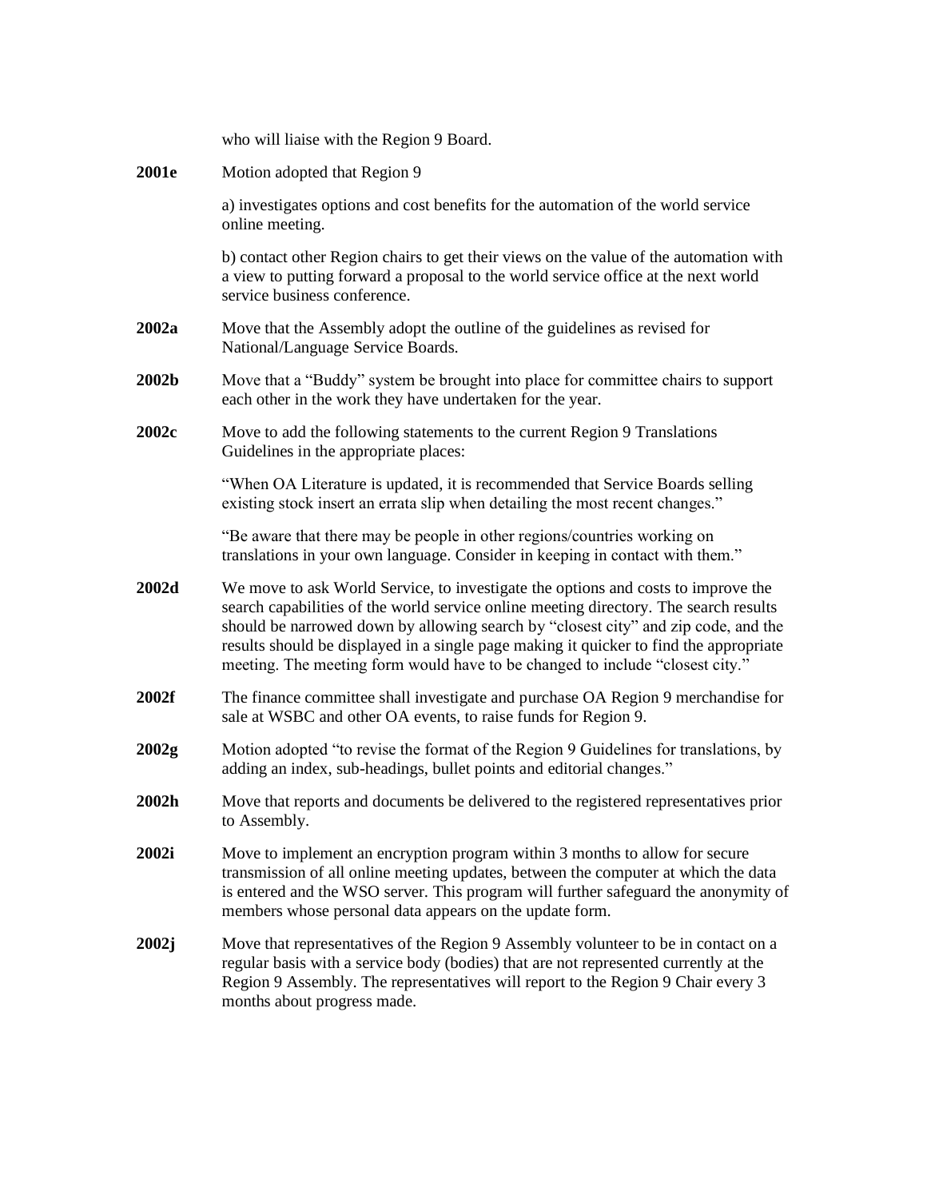who will liaise with the Region 9 Board.

**2001e** Motion adopted that Region 9

a) investigates options and cost benefits for the automation of the world service online meeting.

b) contact other Region chairs to get their views on the value of the automation with a view to putting forward a proposal to the world service office at the next world service business conference.

**2002a** Move that the Assembly adopt the outline of the guidelines as revised for National/Language Service Boards.

**2002b** Move that a "Buddy" system be brought into place for committee chairs to support each other in the work they have undertaken for the year.

**2002c** Move to add the following statements to the current Region 9 Translations Guidelines in the appropriate places:

"When OA Literature is updated, it is recommended that Service Boards selling existing stock insert an errata slip when detailing the most recent changes."

"Be aware that there may be people in other regions/countries working on translations in your own language. Consider in keeping in contact with them."

**2002d** We move to ask World Service, to investigate the options and costs to improve the search capabilities of the world service online meeting directory. The search results should be narrowed down by allowing search by "closest city" and zip code, and the results should be displayed in a single page making it quicker to find the appropriate meeting. The meeting form would have to be changed to include "closest city."

**2002f** The finance committee shall investigate and purchase OA Region 9 merchandise for sale at WSBC and other OA events, to raise funds for Region 9.

**2002g** Motion adopted "to revise the format of the Region 9 Guidelines for translations, by adding an index, sub-headings, bullet points and editorial changes."

**2002h** Move that reports and documents be delivered to the registered representatives prior to Assembly.

**2002i** Move to implement an encryption program within 3 months to allow for secure transmission of all online meeting updates, between the computer at which the data is entered and the WSO server. This program will further safeguard the anonymity of members whose personal data appears on the update form.

**2002j** Move that representatives of the Region 9 Assembly volunteer to be in contact on a regular basis with a service body (bodies) that are not represented currently at the Region 9 Assembly. The representatives will report to the Region 9 Chair every 3 months about progress made.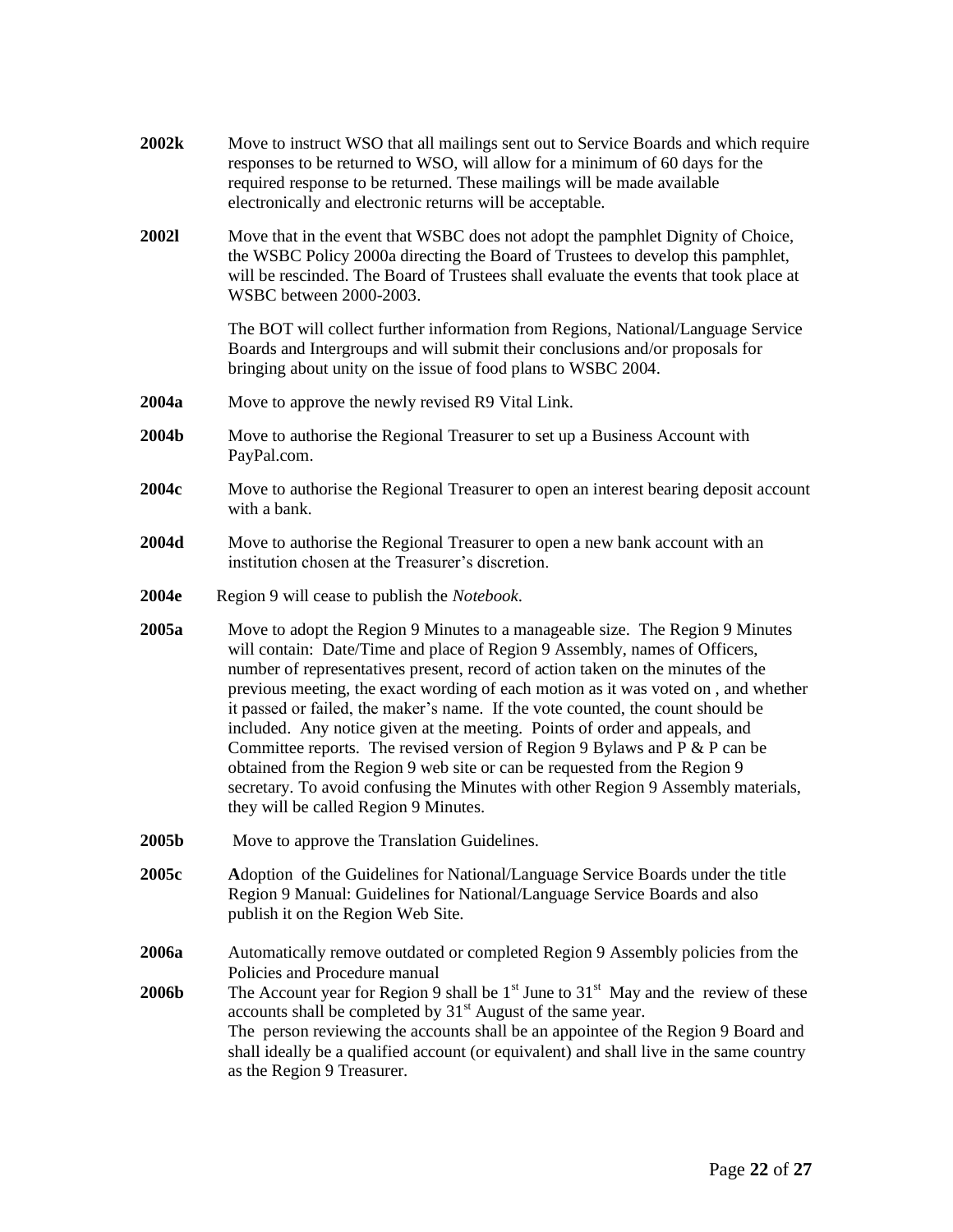**2002k** Move to instruct WSO that all mailings sent out to Service Boards and which require responses to be returned to WSO, will allow for a minimum of 60 days for the required response to be returned. These mailings will be made available electronically and electronic returns will be acceptable.

**2002l** Move that in the event that WSBC does not adopt the pamphlet Dignity of Choice, the WSBC Policy 2000a directing the Board of Trustees to develop this pamphlet, will be rescinded. The Board of Trustees shall evaluate the events that took place at WSBC between 2000-2003.

The BOT will collect further information from Regions, National/Language Service Boards and Intergroups and will submit their conclusions and/or proposals for bringing about unity on the issue of food plans to WSBC 2004.

**2004a** Move to approve the newly revised R9 Vital Link.

**2004b** Move to authorise the Regional Treasurer to set up a Business Account with PayPal.com.

**2004c** Move to authorise the Regional Treasurer to open an interest bearing deposit account with a bank.

**2004d** Move to authorise the Regional Treasurer to open a new bank account with an institution chosen at the Treasurer's discretion.

**2004e** Region 9 will cease to publish the *Notebook*.

**2005a** Move to adopt the Region 9 Minutes to a manageable size. The Region 9 Minutes will contain: Date/Time and place of Region 9 Assembly, names of Officers, number of representatives present, record of action taken on the minutes of the previous meeting, the exact wording of each motion as it was voted on , and whether it passed or failed, the maker's name. If the vote counted, the count should be included. Any notice given at the meeting. Points of order and appeals, and Committee reports. The revised version of Region 9 Bylaws and P & P can be obtained from the Region 9 web site or can be requested from the Region 9 secretary. To avoid confusing the Minutes with other Region 9 Assembly materials, they will be called Region 9 Minutes.

**2005b** Move to approve the Translation Guidelines.

**2005c** **A**doption of the Guidelines for National/Language Service Boards under the title Region 9 Manual: Guidelines for National/Language Service Boards and also publish it on the Region Web Site.

**2006a** Automatically remove outdated or completed Region 9 Assembly policies from the Policies and Procedure manual

**2006b** The Account year for Region 9 shall be 1st June to 31st May and the review of these accounts shall be completed by 31st August of the same year.
The person reviewing the accounts shall be an appointee of the Region 9 Board and shall ideally be a qualified account (or equivalent) and shall live in the same country as the Region 9 Treasurer.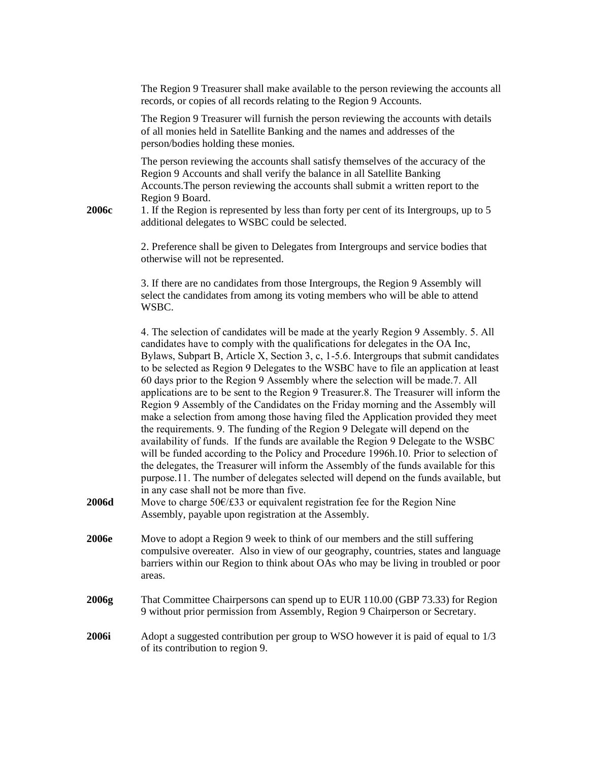The Region 9 Treasurer shall make available to the person reviewing the accounts all records, or copies of all records relating to the Region 9 Accounts.

The Region 9 Treasurer will furnish the person reviewing the accounts with details of all monies held in Satellite Banking and the names and addresses of the person/bodies holding these monies.

The person reviewing the accounts shall satisfy themselves of the accuracy of the Region 9 Accounts and shall verify the balance in all Satellite Banking Accounts.The person reviewing the accounts shall submit a written report to the Region 9 Board.

**2006c** 1. If the Region is represented by less than forty per cent of its Intergroups, up to 5 additional delegates to WSBC could be selected.

2. Preference shall be given to Delegates from Intergroups and service bodies that otherwise will not be represented.

3. If there are no candidates from those Intergroups, the Region 9 Assembly will select the candidates from among its voting members who will be able to attend WSBC.

4. The selection of candidates will be made at the yearly Region 9 Assembly. 5. All candidates have to comply with the qualifications for delegates in the OA Inc, Bylaws, Subpart B, Article X, Section 3, c, 1-5.6. Intergroups that submit candidates to be selected as Region 9 Delegates to the WSBC have to file an application at least 60 days prior to the Region 9 Assembly where the selection will be made.7. All applications are to be sent to the Region 9 Treasurer.8. The Treasurer will inform the Region 9 Assembly of the Candidates on the Friday morning and the Assembly will make a selection from among those having filed the Application provided they meet the requirements. 9. The funding of the Region 9 Delegate will depend on the availability of funds. If the funds are available the Region 9 Delegate to the WSBC will be funded according to the Policy and Procedure 1996h.10. Prior to selection of the delegates, the Treasurer will inform the Assembly of the funds available for this purpose.11. The number of delegates selected will depend on the funds available, but in any case shall not be more than five.

**2006d** Move to charge 50€/£33 or equivalent registration fee for the Region Nine Assembly, payable upon registration at the Assembly.

**2006e** Move to adopt a Region 9 week to think of our members and the still suffering compulsive overeater. Also in view of our geography, countries, states and language barriers within our Region to think about OAs who may be living in troubled or poor areas.

**2006g** That Committee Chairpersons can spend up to EUR 110.00 (GBP 73.33) for Region 9 without prior permission from Assembly, Region 9 Chairperson or Secretary.

**2006i** Adopt a suggested contribution per group to WSO however it is paid of equal to 1/3 of its contribution to region 9.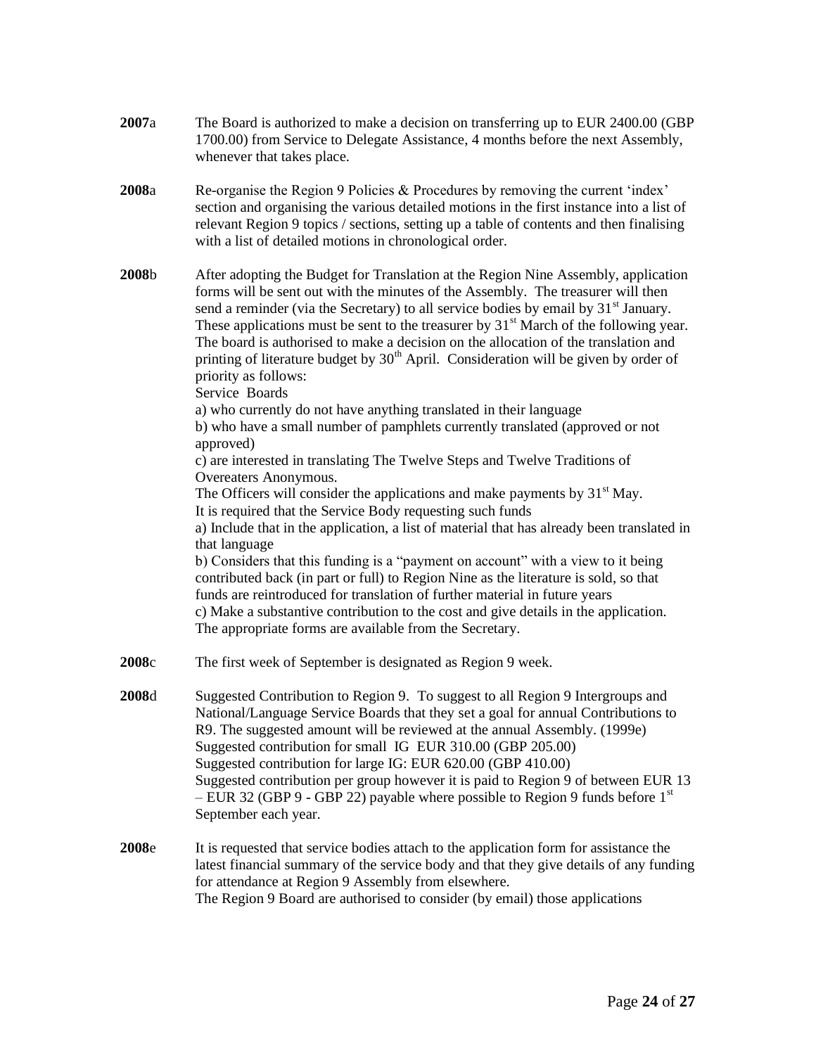**2007**a The Board is authorized to make a decision on transferring up to EUR 2400.00 (GBP 1700.00) from Service to Delegate Assistance, 4 months before the next Assembly, whenever that takes place.

**2008**a Re-organise the Region 9 Policies & Procedures by removing the current 'index' section and organising the various detailed motions in the first instance into a list of relevant Region 9 topics / sections, setting up a table of contents and then finalising with a list of detailed motions in chronological order.

**2008**b After adopting the Budget for Translation at the Region Nine Assembly, application forms will be sent out with the minutes of the Assembly. The treasurer will then send a reminder (via the Secretary) to all service bodies by email by 31st January. These applications must be sent to the treasurer by 31st March of the following year. The board is authorised to make a decision on the allocation of the translation and printing of literature budget by 30th April. Consideration will be given by order of priority as follows:
Service Boards
a) who currently do not have anything translated in their language
b) who have a small number of pamphlets currently translated (approved or not approved)
c) are interested in translating The Twelve Steps and Twelve Traditions of Overeaters Anonymous.
The Officers will consider the applications and make payments by 31st May.
It is required that the Service Body requesting such funds
a) Include that in the application, a list of material that has already been translated in that language
b) Considers that this funding is a "payment on account" with a view to it being contributed back (in part or full) to Region Nine as the literature is sold, so that funds are reintroduced for translation of further material in future years
c) Make a substantive contribution to the cost and give details in the application.
The appropriate forms are available from the Secretary.

**2008**c The first week of September is designated as Region 9 week.

**2008**d Suggested Contribution to Region 9. To suggest to all Region 9 Intergroups and National/Language Service Boards that they set a goal for annual Contributions to R9. The suggested amount will be reviewed at the annual Assembly. (1999e)
Suggested contribution for small IG EUR 310.00 (GBP 205.00)
Suggested contribution for large IG: EUR 620.00 (GBP 410.00)
Suggested contribution per group however it is paid to Region 9 of between EUR 13 – EUR 32 (GBP 9 - GBP 22) payable where possible to Region 9 funds before 1st September each year.

**2008**e It is requested that service bodies attach to the application form for assistance the latest financial summary of the service body and that they give details of any funding for attendance at Region 9 Assembly from elsewhere.
The Region 9 Board are authorised to consider (by email) those applications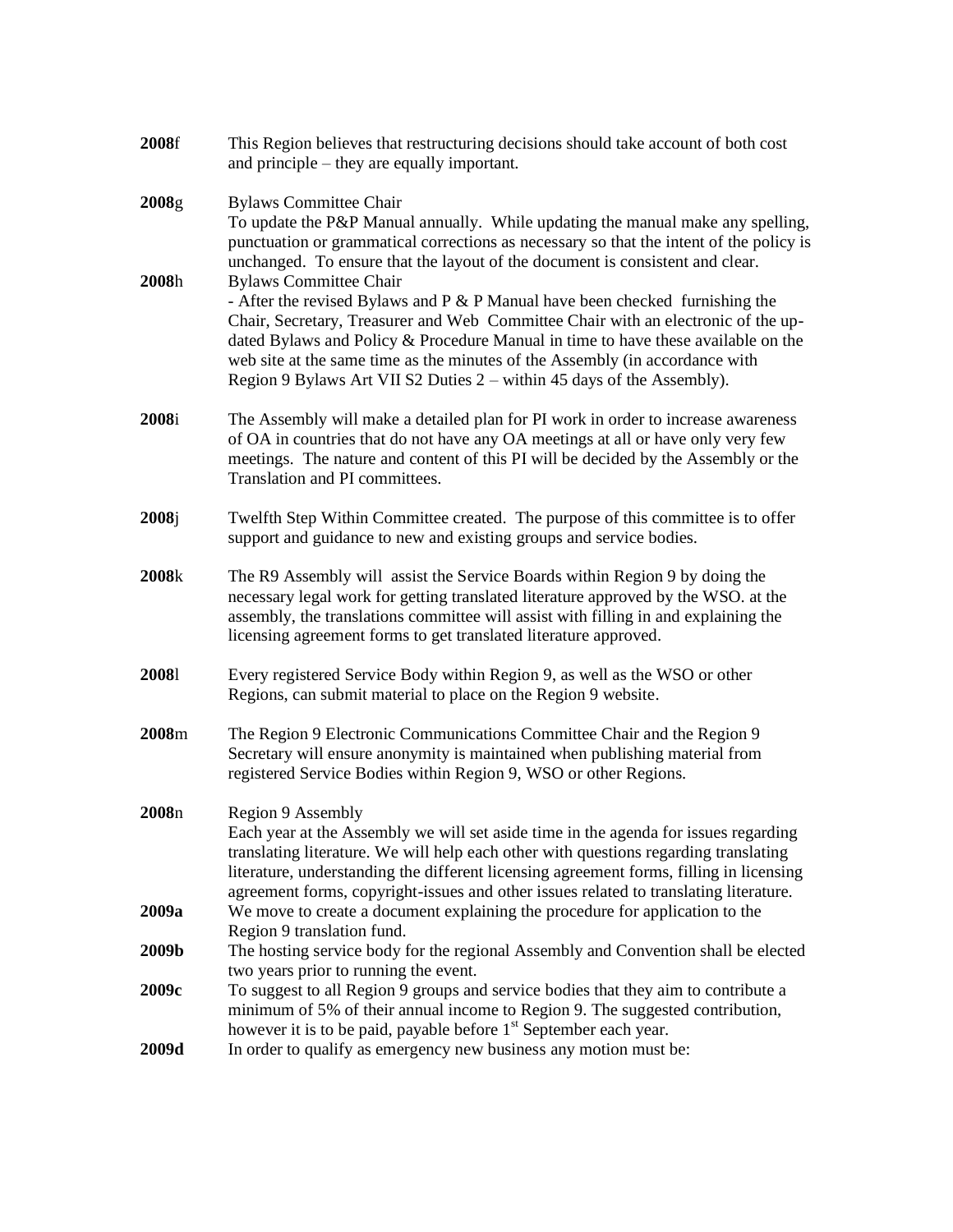**2008**f This Region believes that restructuring decisions should take account of both cost and principle – they are equally important.

**2008**g Bylaws Committee Chair
To update the P&P Manual annually. While updating the manual make any spelling, punctuation or grammatical corrections as necessary so that the intent of the policy is unchanged. To ensure that the layout of the document is consistent and clear.

**2008**h Bylaws Committee Chair
- After the revised Bylaws and P & P Manual have been checked furnishing the Chair, Secretary, Treasurer and Web Committee Chair with an electronic of the up-dated Bylaws and Policy & Procedure Manual in time to have these available on the web site at the same time as the minutes of the Assembly (in accordance with Region 9 Bylaws Art VII S2 Duties 2 – within 45 days of the Assembly).

**2008**i The Assembly will make a detailed plan for PI work in order to increase awareness of OA in countries that do not have any OA meetings at all or have only very few meetings. The nature and content of this PI will be decided by the Assembly or the Translation and PI committees.

**2008**j Twelfth Step Within Committee created. The purpose of this committee is to offer support and guidance to new and existing groups and service bodies.

**2008**k The R9 Assembly will assist the Service Boards within Region 9 by doing the necessary legal work for getting translated literature approved by the WSO. at the assembly, the translations committee will assist with filling in and explaining the licensing agreement forms to get translated literature approved.

**2008**l Every registered Service Body within Region 9, as well as the WSO or other Regions, can submit material to place on the Region 9 website.

**2008**m The Region 9 Electronic Communications Committee Chair and the Region 9 Secretary will ensure anonymity is maintained when publishing material from registered Service Bodies within Region 9, WSO or other Regions.

**2008**n Region 9 Assembly
Each year at the Assembly we will set aside time in the agenda for issues regarding translating literature. We will help each other with questions regarding translating literature, understanding the different licensing agreement forms, filling in licensing agreement forms, copyright-issues and other issues related to translating literature.

**2009a** We move to create a document explaining the procedure for application to the Region 9 translation fund.

**2009b** The hosting service body for the regional Assembly and Convention shall be elected two years prior to running the event.

**2009c** To suggest to all Region 9 groups and service bodies that they aim to contribute a minimum of 5% of their annual income to Region 9. The suggested contribution, however it is to be paid, payable before 1st September each year.

**2009d** In order to qualify as emergency new business any motion must be: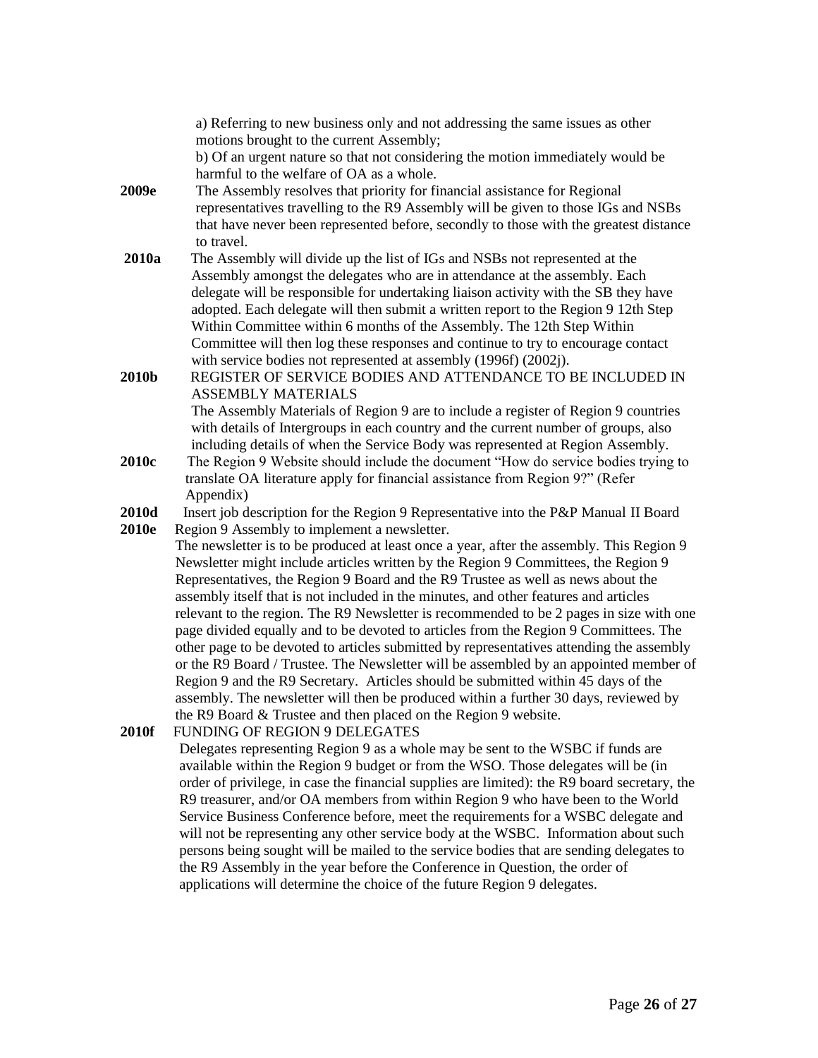a) Referring to new business only and not addressing the same issues as other motions brought to the current Assembly;

b) Of an urgent nature so that not considering the motion immediately would be harmful to the welfare of OA as a whole.

**2009e** The Assembly resolves that priority for financial assistance for Regional representatives travelling to the R9 Assembly will be given to those IGs and NSBs that have never been represented before, secondly to those with the greatest distance to travel.

**2010a** The Assembly will divide up the list of IGs and NSBs not represented at the Assembly amongst the delegates who are in attendance at the assembly. Each delegate will be responsible for undertaking liaison activity with the SB they have adopted. Each delegate will then submit a written report to the Region 9 12th Step Within Committee within 6 months of the Assembly. The 12th Step Within Committee will then log these responses and continue to try to encourage contact with service bodies not represented at assembly (1996f) (2002j).

**2010b** REGISTER OF SERVICE BODIES AND ATTENDANCE TO BE INCLUDED IN ASSEMBLY MATERIALS

The Assembly Materials of Region 9 are to include a register of Region 9 countries with details of Intergroups in each country and the current number of groups, also including details of when the Service Body was represented at Region Assembly.

**2010c** The Region 9 Website should include the document "How do service bodies trying to translate OA literature apply for financial assistance from Region 9?" (Refer Appendix)

**2010d** Insert job description for the Region 9 Representative into the P&P Manual II Board

**2010e** Region 9 Assembly to implement a newsletter.

The newsletter is to be produced at least once a year, after the assembly. This Region 9 Newsletter might include articles written by the Region 9 Committees, the Region 9 Representatives, the Region 9 Board and the R9 Trustee as well as news about the assembly itself that is not included in the minutes, and other features and articles relevant to the region. The R9 Newsletter is recommended to be 2 pages in size with one page divided equally and to be devoted to articles from the Region 9 Committees. The other page to be devoted to articles submitted by representatives attending the assembly or the R9 Board / Trustee. The Newsletter will be assembled by an appointed member of Region 9 and the R9 Secretary. Articles should be submitted within 45 days of the assembly. The newsletter will then be produced within a further 30 days, reviewed by the R9 Board & Trustee and then placed on the Region 9 website.

**2010f** FUNDING OF REGION 9 DELEGATES

Delegates representing Region 9 as a whole may be sent to the WSBC if funds are available within the Region 9 budget or from the WSO. Those delegates will be (in order of privilege, in case the financial supplies are limited): the R9 board secretary, the R9 treasurer, and/or OA members from within Region 9 who have been to the World Service Business Conference before, meet the requirements for a WSBC delegate and will not be representing any other service body at the WSBC. Information about such persons being sought will be mailed to the service bodies that are sending delegates to the R9 Assembly in the year before the Conference in Question, the order of applications will determine the choice of the future Region 9 delegates.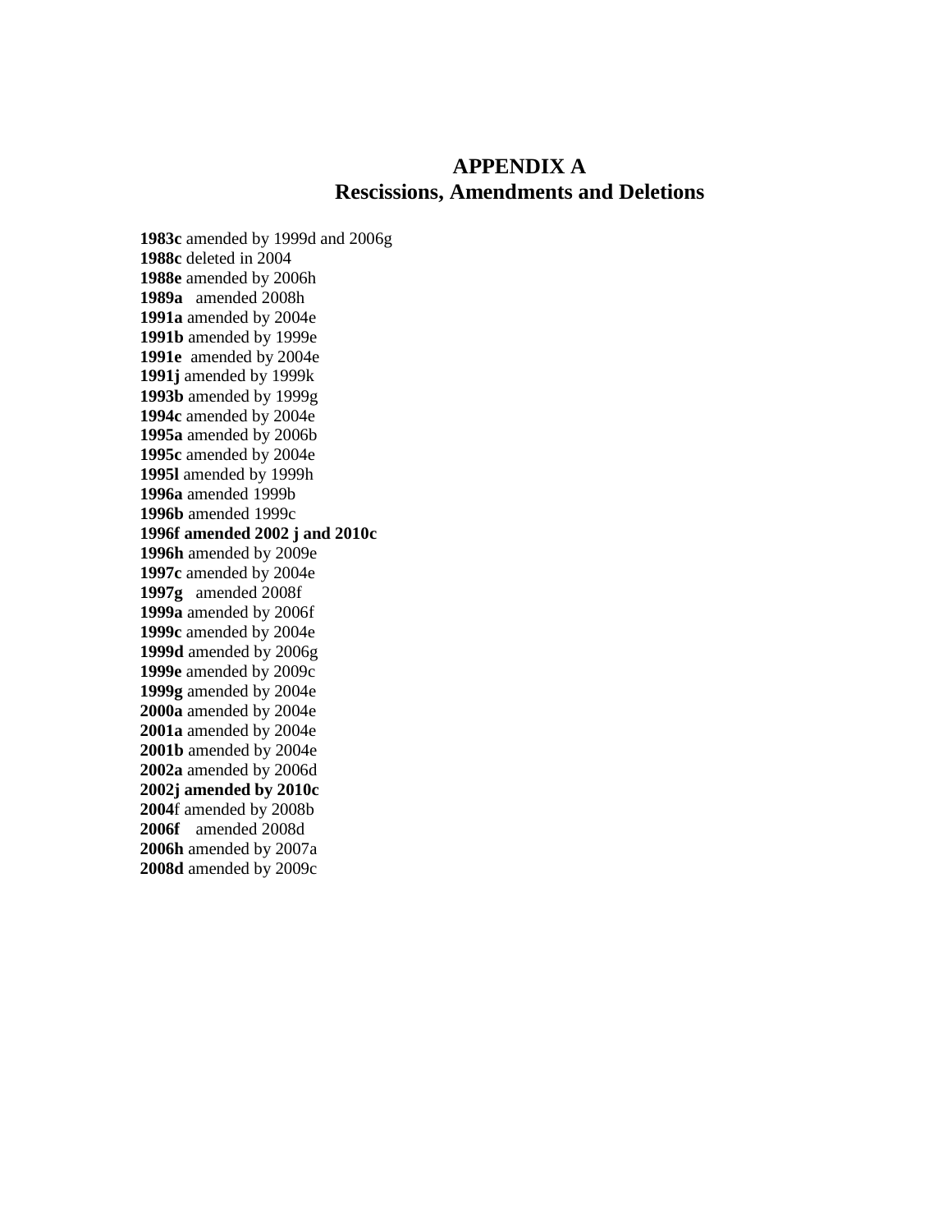# APPENDIX A
## Rescissions, Amendments and Deletions

**1983c** amended by 1999d and 2006g
**1988c** deleted in 2004
**1988e** amended by 2006h
**1989a** amended 2008h
**1991a** amended by 2004e
**1991b** amended by 1999e
**1991e** amended by 2004e
**1991j** amended by 1999k
**1993b** amended by 1999g
**1994c** amended by 2004e
**1995a** amended by 2006b
**1995c** amended by 2004e
**1995l** amended by 1999h
**1996a** amended 1999b
**1996b** amended 1999c
**1996f amended 2002 j and 2010c**
**1996h** amended by 2009e
**1997c** amended by 2004e
**1997g** amended 2008f
**1999a** amended by 2006f
**1999c** amended by 2004e
**1999d** amended by 2006g
**1999e** amended by 2009c
**1999g** amended by 2004e
**2000a** amended by 2004e
**2001a** amended by 2004e
**2001b** amended by 2004e
**2002a** amended by 2006d
**2002j amended by 2010c**
**2004**f amended by 2008b
**2006f** amended 2008d
**2006h** amended by 2007a
**2008d** amended by 2009c